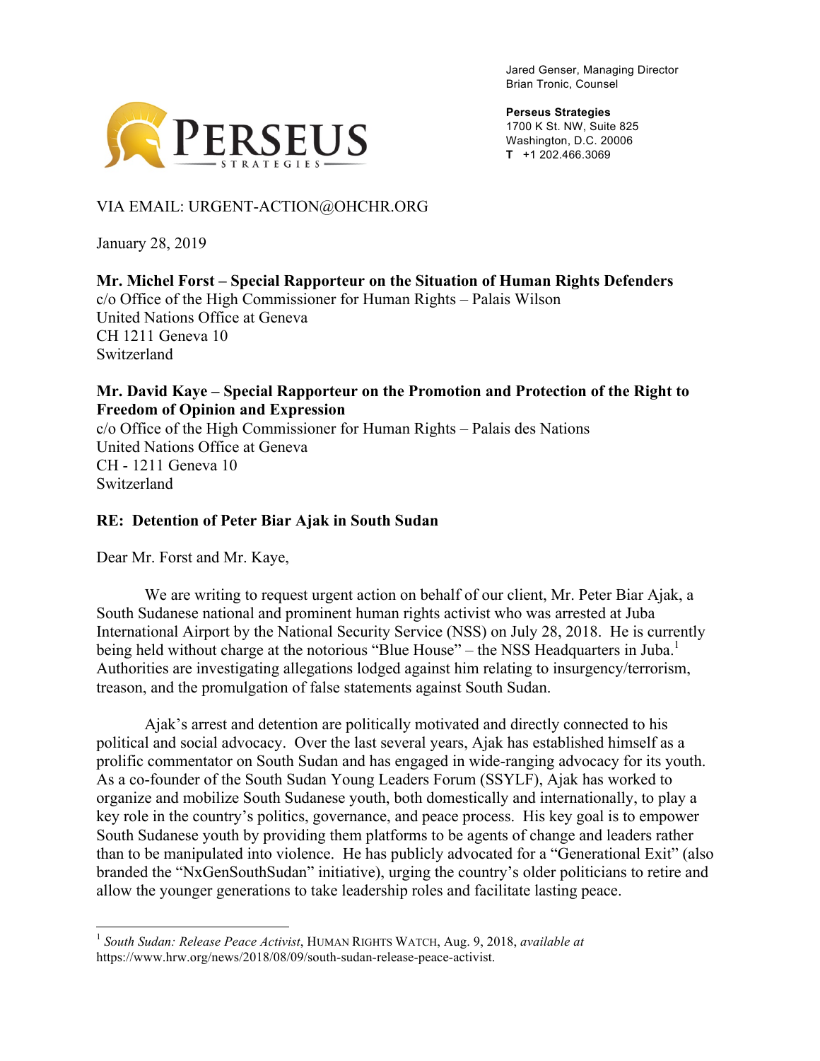Jared Genser, Managing Director
Brian Tronic, Counsel

**Perseus Strategies**
1700 K St. NW, Suite 825
Washington, D.C. 20006
**T** +1 202.466.3069

PERSEUS STRATEGIES

VIA EMAIL: URGENT-ACTION@OHCHR.ORG

January 28, 2019

**Mr. Michel Forst – Special Rapporteur on the Situation of Human Rights Defenders**
c/o Office of the High Commissioner for Human Rights – Palais Wilson
United Nations Office at Geneva
CH 1211 Geneva 10
Switzerland

**Mr. David Kaye – Special Rapporteur on the Promotion and Protection of the Right to Freedom of Opinion and Expression**
c/o Office of the High Commissioner for Human Rights – Palais des Nations
United Nations Office at Geneva
CH - 1211 Geneva 10
Switzerland

**RE: Detention of Peter Biar Ajak in South Sudan**

Dear Mr. Forst and Mr. Kaye,

We are writing to request urgent action on behalf of our client, Mr. Peter Biar Ajak, a South Sudanese national and prominent human rights activist who was arrested at Juba International Airport by the National Security Service (NSS) on July 28, 2018. He is currently being held without charge at the notorious "Blue House" – the NSS Headquarters in Juba.[1] Authorities are investigating allegations lodged against him relating to insurgency/terrorism, treason, and the promulgation of false statements against South Sudan.

Ajak's arrest and detention are politically motivated and directly connected to his political and social advocacy. Over the last several years, Ajak has established himself as a prolific commentator on South Sudan and has engaged in wide-ranging advocacy for its youth. As a co-founder of the South Sudan Young Leaders Forum (SSYLF), Ajak has worked to organize and mobilize South Sudanese youth, both domestically and internationally, to play a key role in the country's politics, governance, and peace process. His key goal is to empower South Sudanese youth by providing them platforms to be agents of change and leaders rather than to be manipulated into violence. He has publicly advocated for a "Generational Exit" (also branded the "NxGenSouthSudan" initiative), urging the country's older politicians to retire and allow the younger generations to take leadership roles and facilitate lasting peace.

---

[1] *South Sudan: Release Peace Activist*, Human Rights Watch, Aug. 9, 2018, *available at* https://www.hrw.org/news/2018/08/09/south-sudan-release-peace-activist.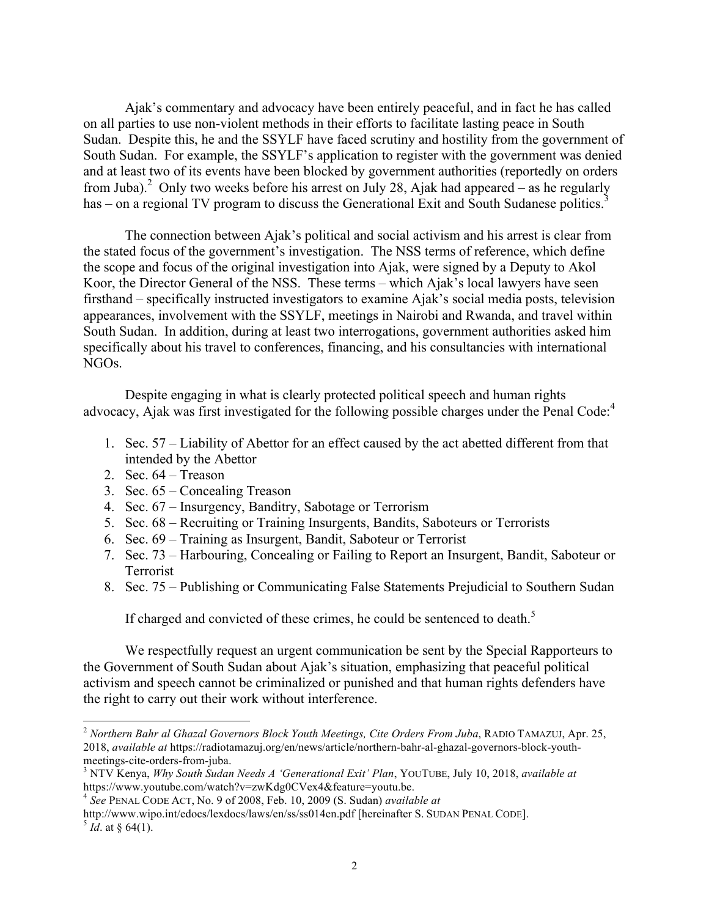Ajak's commentary and advocacy have been entirely peaceful, and in fact he has called on all parties to use non-violent methods in their efforts to facilitate lasting peace in South Sudan. Despite this, he and the SSYLF have faced scrutiny and hostility from the government of South Sudan. For example, the SSYLF's application to register with the government was denied and at least two of its events have been blocked by government authorities (reportedly on orders from Juba).[2] Only two weeks before his arrest on July 28, Ajak had appeared – as he regularly has – on a regional TV program to discuss the Generational Exit and South Sudanese politics.[3]

The connection between Ajak's political and social activism and his arrest is clear from the stated focus of the government's investigation. The NSS terms of reference, which define the scope and focus of the original investigation into Ajak, were signed by a Deputy to Akol Koor, the Director General of the NSS. These terms – which Ajak's local lawyers have seen firsthand – specifically instructed investigators to examine Ajak's social media posts, television appearances, involvement with the SSYLF, meetings in Nairobi and Rwanda, and travel within South Sudan. In addition, during at least two interrogations, government authorities asked him specifically about his travel to conferences, financing, and his consultancies with international NGOs.

Despite engaging in what is clearly protected political speech and human rights advocacy, Ajak was first investigated for the following possible charges under the Penal Code:[4]

1. Sec. 57 – Liability of Abettor for an effect caused by the act abetted different from that intended by the Abettor
2. Sec. 64 – Treason
3. Sec. 65 – Concealing Treason
4. Sec. 67 – Insurgency, Banditry, Sabotage or Terrorism
5. Sec. 68 – Recruiting or Training Insurgents, Bandits, Saboteurs or Terrorists
6. Sec. 69 – Training as Insurgent, Bandit, Saboteur or Terrorist
7. Sec. 73 – Harbouring, Concealing or Failing to Report an Insurgent, Bandit, Saboteur or Terrorist
8. Sec. 75 – Publishing or Communicating False Statements Prejudicial to Southern Sudan

If charged and convicted of these crimes, he could be sentenced to death.[5]

We respectfully request an urgent communication be sent by the Special Rapporteurs to the Government of South Sudan about Ajak's situation, emphasizing that peaceful political activism and speech cannot be criminalized or punished and that human rights defenders have the right to carry out their work without interference.

---

[2] *Northern Bahr al Ghazal Governors Block Youth Meetings, Cite Orders From Juba*, RADIO TAMAZUJ, Apr. 25, 2018, *available at* https://radiotamazuj.org/en/news/article/northern-bahr-al-ghazal-governors-block-youth-meetings-cite-orders-from-juba.

[3] NTV Kenya, *Why South Sudan Needs A 'Generational Exit' Plan*, YOUTUBE, July 10, 2018, *available at* https://www.youtube.com/watch?v=zwKdg0CVex4&feature=youtu.be.

[4] *See* PENAL CODE ACT, No. 9 of 2008, Feb. 10, 2009 (S. Sudan) *available at* http://www.wipo.int/edocs/lexdocs/laws/en/ss/ss014en.pdf [hereinafter S. SUDAN PENAL CODE].

[5] *Id*. at § 64(1).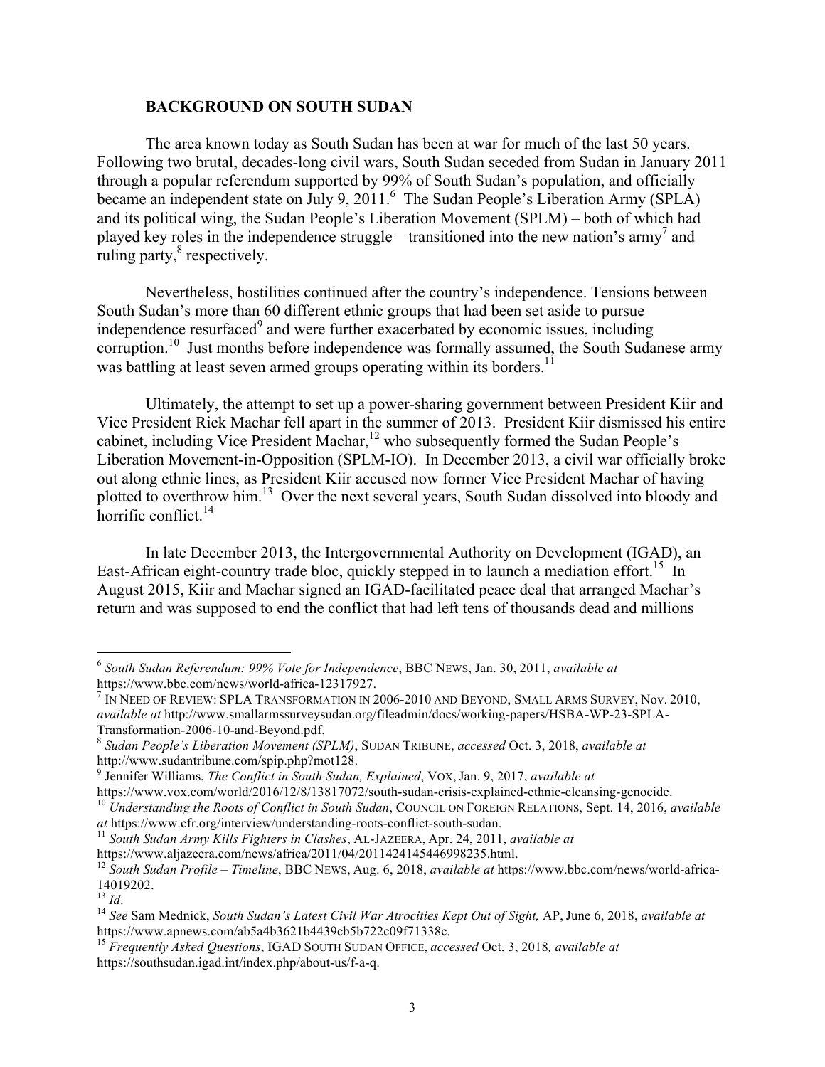**BACKGROUND ON SOUTH SUDAN**

The area known today as South Sudan has been at war for much of the last 50 years. Following two brutal, decades-long civil wars, South Sudan seceded from Sudan in January 2011 through a popular referendum supported by 99% of South Sudan's population, and officially became an independent state on July 9, 2011.[6] The Sudan People's Liberation Army (SPLA) and its political wing, the Sudan People's Liberation Movement (SPLM) – both of which had played key roles in the independence struggle – transitioned into the new nation's army[7] and ruling party,[8] respectively.

Nevertheless, hostilities continued after the country's independence. Tensions between South Sudan's more than 60 different ethnic groups that had been set aside to pursue independence resurfaced[9] and were further exacerbated by economic issues, including corruption.[10] Just months before independence was formally assumed, the South Sudanese army was battling at least seven armed groups operating within its borders.[11]

Ultimately, the attempt to set up a power-sharing government between President Kiir and Vice President Riek Machar fell apart in the summer of 2013. President Kiir dismissed his entire cabinet, including Vice President Machar,[12] who subsequently formed the Sudan People's Liberation Movement-in-Opposition (SPLM-IO). In December 2013, a civil war officially broke out along ethnic lines, as President Kiir accused now former Vice President Machar of having plotted to overthrow him.[13] Over the next several years, South Sudan dissolved into bloody and horrific conflict.[14]

In late December 2013, the Intergovernmental Authority on Development (IGAD), an East-African eight-country trade bloc, quickly stepped in to launch a mediation effort.[15] In August 2015, Kiir and Machar signed an IGAD-facilitated peace deal that arranged Machar's return and was supposed to end the conflict that had left tens of thousands dead and millions

---

[6] *South Sudan Referendum: 99% Vote for Independence*, BBC NEWS, Jan. 30, 2011, *available at* https://www.bbc.com/news/world-africa-12317927.

[7] IN NEED OF REVIEW: SPLA TRANSFORMATION IN 2006-2010 AND BEYOND, SMALL ARMS SURVEY, Nov. 2010, *available at* http://www.smallarmssurveysudan.org/fileadmin/docs/working-papers/HSBA-WP-23-SPLA-Transformation-2006-10-and-Beyond.pdf.

[8] *Sudan People's Liberation Movement (SPLM)*, SUDAN TRIBUNE, *accessed* Oct. 3, 2018, *available at* http://www.sudantribune.com/spip.php?mot128.

[9] Jennifer Williams, *The Conflict in South Sudan, Explained*, VOX, Jan. 9, 2017, *available at* https://www.vox.com/world/2016/12/8/13817072/south-sudan-crisis-explained-ethnic-cleansing-genocide.

[10] *Understanding the Roots of Conflict in South Sudan*, COUNCIL ON FOREIGN RELATIONS, Sept. 14, 2016, *available at* https://www.cfr.org/interview/understanding-roots-conflict-south-sudan.

[11] *South Sudan Army Kills Fighters in Clashes*, AL-JAZEERA, Apr. 24, 2011, *available at* https://www.aljazeera.com/news/africa/2011/04/2011424145446998235.html.

[12] *South Sudan Profile – Timeline*, BBC NEWS, Aug. 6, 2018, *available at* https://www.bbc.com/news/world-africa-14019202.

[13] *Id*.

[14] *See* Sam Mednick, *South Sudan's Latest Civil War Atrocities Kept Out of Sight,* AP, June 6, 2018, *available at* https://www.apnews.com/ab5a4b3621b4439cb5b722c09f71338c.

[15] *Frequently Asked Questions*, IGAD SOUTH SUDAN OFFICE, *accessed* Oct. 3, 2018*, available at* https://southsudan.igad.int/index.php/about-us/f-a-q.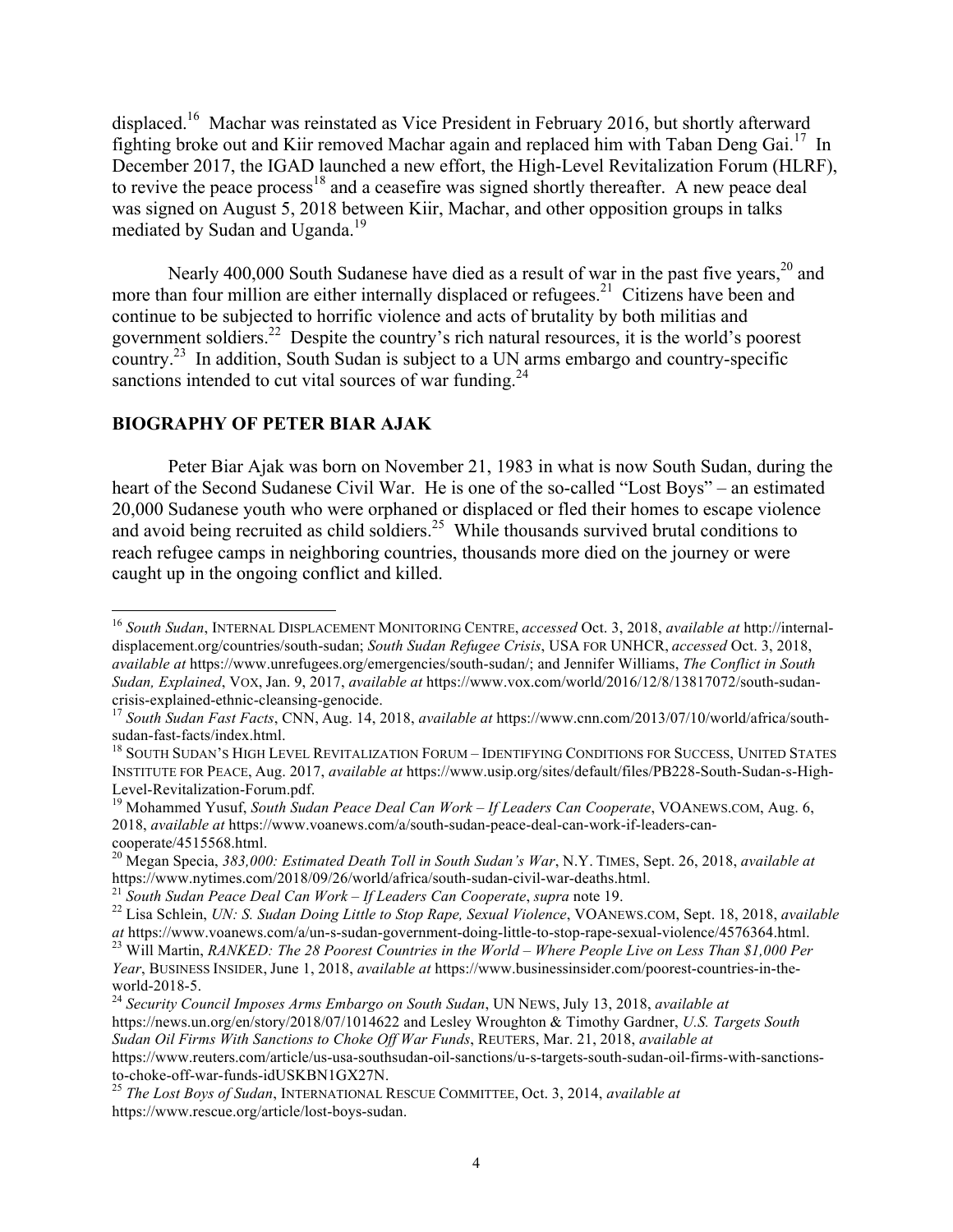displaced.[16] Machar was reinstated as Vice President in February 2016, but shortly afterward fighting broke out and Kiir removed Machar again and replaced him with Taban Deng Gai.[17] In December 2017, the IGAD launched a new effort, the High-Level Revitalization Forum (HLRF), to revive the peace process[18] and a ceasefire was signed shortly thereafter. A new peace deal was signed on August 5, 2018 between Kiir, Machar, and other opposition groups in talks mediated by Sudan and Uganda.[19]

Nearly 400,000 South Sudanese have died as a result of war in the past five years,[20] and more than four million are either internally displaced or refugees.[21] Citizens have been and continue to be subjected to horrific violence and acts of brutality by both militias and government soldiers.[22] Despite the country's rich natural resources, it is the world's poorest country.[23] In addition, South Sudan is subject to a UN arms embargo and country-specific sanctions intended to cut vital sources of war funding.[24]

## BIOGRAPHY OF PETER BIAR AJAK

Peter Biar Ajak was born on November 21, 1983 in what is now South Sudan, during the heart of the Second Sudanese Civil War. He is one of the so-called "Lost Boys" – an estimated 20,000 Sudanese youth who were orphaned or displaced or fled their homes to escape violence and avoid being recruited as child soldiers.[25] While thousands survived brutal conditions to reach refugee camps in neighboring countries, thousands more died on the journey or were caught up in the ongoing conflict and killed.

---

[16] *South Sudan*, INTERNAL DISPLACEMENT MONITORING CENTRE, *accessed* Oct. 3, 2018, *available at* http://internal-displacement.org/countries/south-sudan; *South Sudan Refugee Crisis*, USA FOR UNHCR, *accessed* Oct. 3, 2018, *available at* https://www.unrefugees.org/emergencies/south-sudan/; and Jennifer Williams, *The Conflict in South Sudan, Explained*, VOX, Jan. 9, 2017, *available at* https://www.vox.com/world/2016/12/8/13817072/south-sudan-crisis-explained-ethnic-cleansing-genocide.

[17] *South Sudan Fast Facts*, CNN, Aug. 14, 2018, *available at* https://www.cnn.com/2013/07/10/world/africa/south-sudan-fast-facts/index.html.

[18] SOUTH SUDAN'S HIGH LEVEL REVITALIZATION FORUM – IDENTIFYING CONDITIONS FOR SUCCESS, UNITED STATES INSTITUTE FOR PEACE, Aug. 2017, *available at* https://www.usip.org/sites/default/files/PB228-South-Sudan-s-High-Level-Revitalization-Forum.pdf.

[19] Mohammed Yusuf, *South Sudan Peace Deal Can Work – If Leaders Can Cooperate*, VOANEWS.COM, Aug. 6, 2018, *available at* https://www.voanews.com/a/south-sudan-peace-deal-can-work-if-leaders-can-cooperate/4515568.html.

[20] Megan Specia, *383,000: Estimated Death Toll in South Sudan's War*, N.Y. TIMES, Sept. 26, 2018, *available at* https://www.nytimes.com/2018/09/26/world/africa/south-sudan-civil-war-deaths.html.

[21] *South Sudan Peace Deal Can Work – If Leaders Can Cooperate*, *supra* note 19.

[22] Lisa Schlein, *UN: S. Sudan Doing Little to Stop Rape, Sexual Violence*, VOANEWS.COM, Sept. 18, 2018, *available at* https://www.voanews.com/a/un-s-sudan-government-doing-little-to-stop-rape-sexual-violence/4576364.html.

[23] Will Martin, *RANKED: The 28 Poorest Countries in the World – Where People Live on Less Than $1,000 Per Year*, BUSINESS INSIDER, June 1, 2018, *available at* https://www.businessinsider.com/poorest-countries-in-the-world-2018-5.

[24] *Security Council Imposes Arms Embargo on South Sudan*, UN NEWS, July 13, 2018, *available at* https://news.un.org/en/story/2018/07/1014622 and Lesley Wroughton & Timothy Gardner, *U.S. Targets South Sudan Oil Firms With Sanctions to Choke Off War Funds*, REUTERS, Mar. 21, 2018, *available at* https://www.reuters.com/article/us-usa-southsudan-oil-sanctions/u-s-targets-south-sudan-oil-firms-with-sanctions-to-choke-off-war-funds-idUSKBN1GX27N.

[25] *The Lost Boys of Sudan*, INTERNATIONAL RESCUE COMMITTEE, Oct. 3, 2014, *available at* https://www.rescue.org/article/lost-boys-sudan.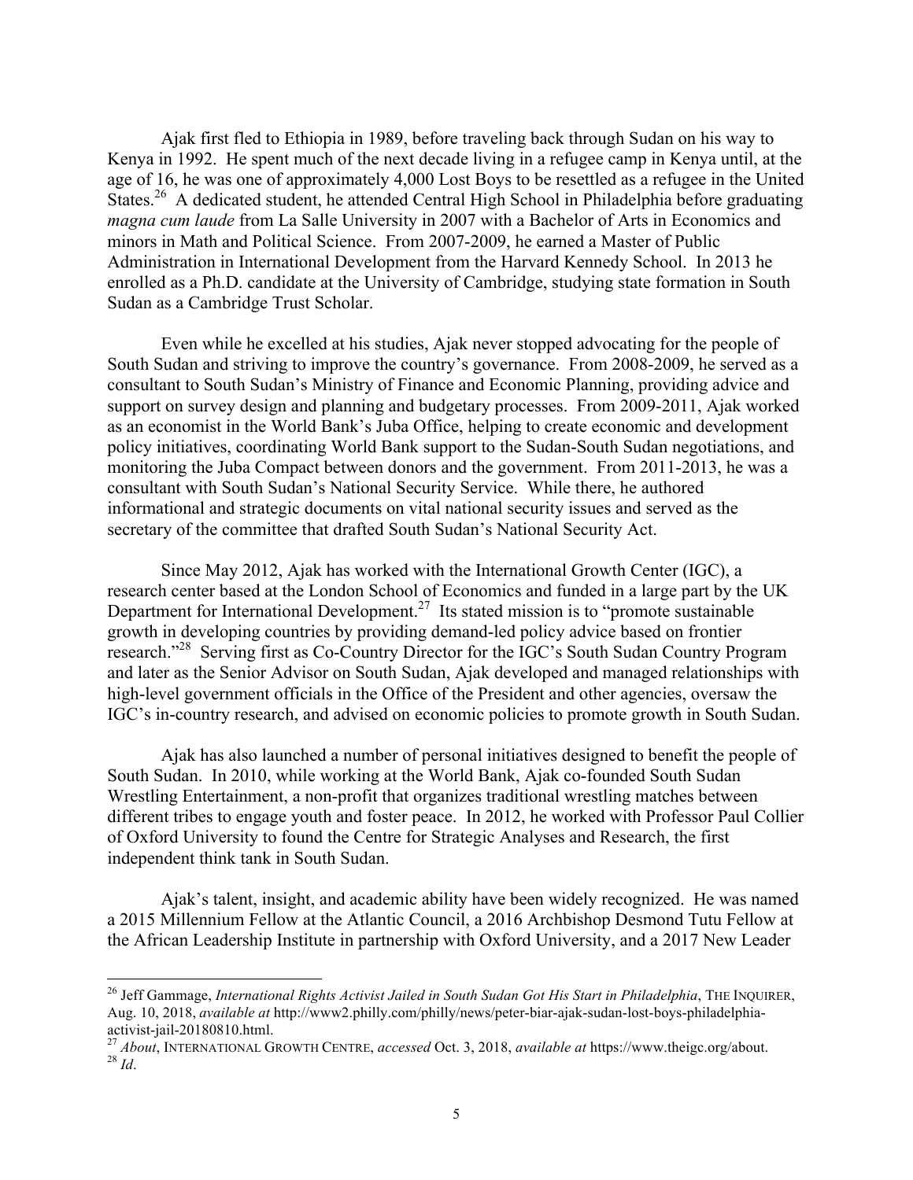Ajak first fled to Ethiopia in 1989, before traveling back through Sudan on his way to Kenya in 1992. He spent much of the next decade living in a refugee camp in Kenya until, at the age of 16, he was one of approximately 4,000 Lost Boys to be resettled as a refugee in the United States.[26] A dedicated student, he attended Central High School in Philadelphia before graduating *magna cum laude* from La Salle University in 2007 with a Bachelor of Arts in Economics and minors in Math and Political Science. From 2007-2009, he earned a Master of Public Administration in International Development from the Harvard Kennedy School. In 2013 he enrolled as a Ph.D. candidate at the University of Cambridge, studying state formation in South Sudan as a Cambridge Trust Scholar.

Even while he excelled at his studies, Ajak never stopped advocating for the people of South Sudan and striving to improve the country's governance. From 2008-2009, he served as a consultant to South Sudan's Ministry of Finance and Economic Planning, providing advice and support on survey design and planning and budgetary processes. From 2009-2011, Ajak worked as an economist in the World Bank's Juba Office, helping to create economic and development policy initiatives, coordinating World Bank support to the Sudan-South Sudan negotiations, and monitoring the Juba Compact between donors and the government. From 2011-2013, he was a consultant with South Sudan's National Security Service. While there, he authored informational and strategic documents on vital national security issues and served as the secretary of the committee that drafted South Sudan's National Security Act.

Since May 2012, Ajak has worked with the International Growth Center (IGC), a research center based at the London School of Economics and funded in a large part by the UK Department for International Development.[27] Its stated mission is to "promote sustainable growth in developing countries by providing demand-led policy advice based on frontier research."[28] Serving first as Co-Country Director for the IGC's South Sudan Country Program and later as the Senior Advisor on South Sudan, Ajak developed and managed relationships with high-level government officials in the Office of the President and other agencies, oversaw the IGC's in-country research, and advised on economic policies to promote growth in South Sudan.

Ajak has also launched a number of personal initiatives designed to benefit the people of South Sudan. In 2010, while working at the World Bank, Ajak co-founded South Sudan Wrestling Entertainment, a non-profit that organizes traditional wrestling matches between different tribes to engage youth and foster peace. In 2012, he worked with Professor Paul Collier of Oxford University to found the Centre for Strategic Analyses and Research, the first independent think tank in South Sudan.

Ajak's talent, insight, and academic ability have been widely recognized. He was named a 2015 Millennium Fellow at the Atlantic Council, a 2016 Archbishop Desmond Tutu Fellow at the African Leadership Institute in partnership with Oxford University, and a 2017 New Leader

---

[26] Jeff Gammage, *International Rights Activist Jailed in South Sudan Got His Start in Philadelphia*, THE INQUIRER, Aug. 10, 2018, *available at* http://www2.philly.com/philly/news/peter-biar-ajak-sudan-lost-boys-philadelphia-activist-jail-20180810.html.

[27] *About*, INTERNATIONAL GROWTH CENTRE, *accessed* Oct. 3, 2018, *available at* https://www.theigc.org/about.

[28] *Id*.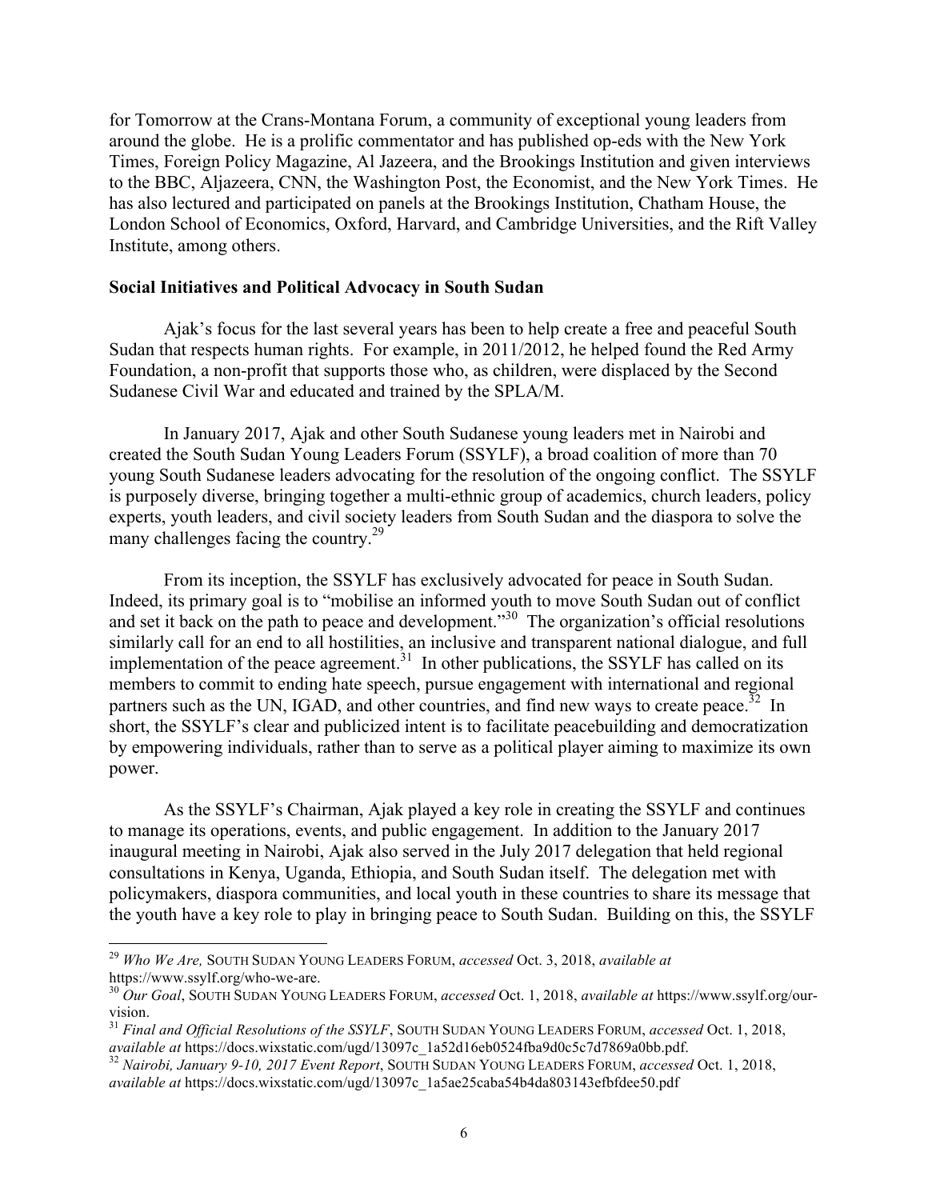for Tomorrow at the Crans-Montana Forum, a community of exceptional young leaders from around the globe. He is a prolific commentator and has published op-eds with the New York Times, Foreign Policy Magazine, Al Jazeera, and the Brookings Institution and given interviews to the BBC, Aljazeera, CNN, the Washington Post, the Economist, and the New York Times. He has also lectured and participated on panels at the Brookings Institution, Chatham House, the London School of Economics, Oxford, Harvard, and Cambridge Universities, and the Rift Valley Institute, among others.

**Social Initiatives and Political Advocacy in South Sudan**

Ajak's focus for the last several years has been to help create a free and peaceful South Sudan that respects human rights. For example, in 2011/2012, he helped found the Red Army Foundation, a non-profit that supports those who, as children, were displaced by the Second Sudanese Civil War and educated and trained by the SPLA/M.

In January 2017, Ajak and other South Sudanese young leaders met in Nairobi and created the South Sudan Young Leaders Forum (SSYLF), a broad coalition of more than 70 young South Sudanese leaders advocating for the resolution of the ongoing conflict. The SSYLF is purposely diverse, bringing together a multi-ethnic group of academics, church leaders, policy experts, youth leaders, and civil society leaders from South Sudan and the diaspora to solve the many challenges facing the country.[29]

From its inception, the SSYLF has exclusively advocated for peace in South Sudan. Indeed, its primary goal is to "mobilise an informed youth to move South Sudan out of conflict and set it back on the path to peace and development."[30] The organization's official resolutions similarly call for an end to all hostilities, an inclusive and transparent national dialogue, and full implementation of the peace agreement.[31] In other publications, the SSYLF has called on its members to commit to ending hate speech, pursue engagement with international and regional partners such as the UN, IGAD, and other countries, and find new ways to create peace.[32] In short, the SSYLF's clear and publicized intent is to facilitate peacebuilding and democratization by empowering individuals, rather than to serve as a political player aiming to maximize its own power.

As the SSYLF's Chairman, Ajak played a key role in creating the SSYLF and continues to manage its operations, events, and public engagement. In addition to the January 2017 inaugural meeting in Nairobi, Ajak also served in the July 2017 delegation that held regional consultations in Kenya, Uganda, Ethiopia, and South Sudan itself. The delegation met with policymakers, diaspora communities, and local youth in these countries to share its message that the youth have a key role to play in bringing peace to South Sudan. Building on this, the SSYLF

---

[29] *Who We Are,* SOUTH SUDAN YOUNG LEADERS FORUM, *accessed* Oct. 3, 2018, *available at* https://www.ssylf.org/who-we-are.

[30] *Our Goal*, SOUTH SUDAN YOUNG LEADERS FORUM, *accessed* Oct. 1, 2018, *available at* https://www.ssylf.org/our-vision.

[31] *Final and Official Resolutions of the SSYLF*, SOUTH SUDAN YOUNG LEADERS FORUM, *accessed* Oct. 1, 2018, *available at* https://docs.wixstatic.com/ugd/13097c_1a52d16eb0524fba9d0c5c7d7869a0bb.pdf.

[32] *Nairobi, January 9-10, 2017 Event Report*, SOUTH SUDAN YOUNG LEADERS FORUM, *accessed* Oct. 1, 2018, *available at* https://docs.wixstatic.com/ugd/13097c_1a5ae25caba54b4da803143efbfdee50.pdf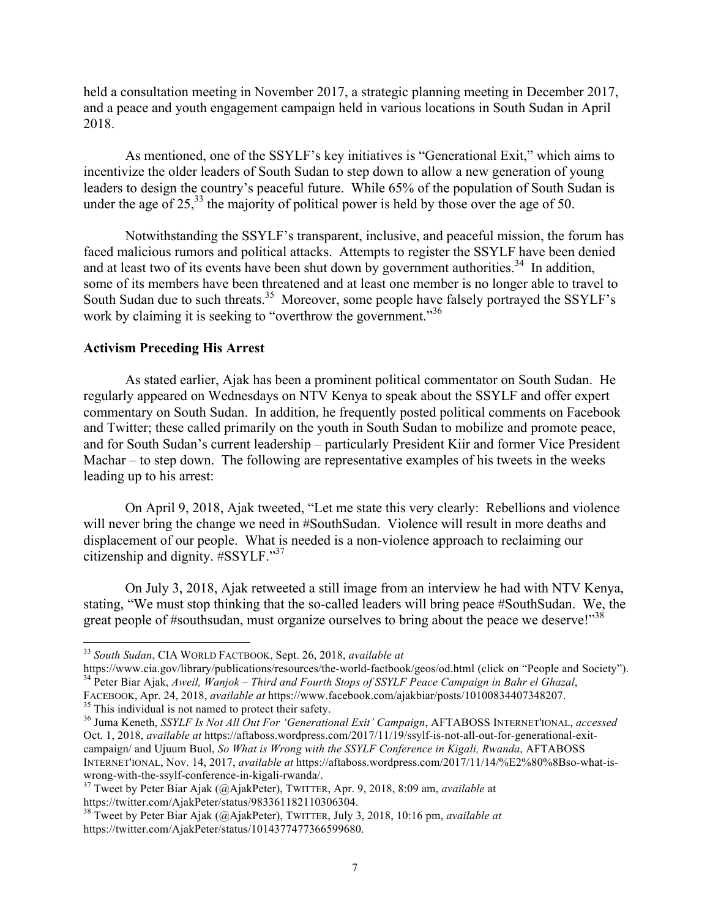held a consultation meeting in November 2017, a strategic planning meeting in December 2017, and a peace and youth engagement campaign held in various locations in South Sudan in April 2018.

As mentioned, one of the SSYLF's key initiatives is "Generational Exit," which aims to incentivize the older leaders of South Sudan to step down to allow a new generation of young leaders to design the country's peaceful future. While 65% of the population of South Sudan is under the age of 25,[33] the majority of political power is held by those over the age of 50.

Notwithstanding the SSYLF's transparent, inclusive, and peaceful mission, the forum has faced malicious rumors and political attacks. Attempts to register the SSYLF have been denied and at least two of its events have been shut down by government authorities.[34] In addition, some of its members have been threatened and at least one member is no longer able to travel to South Sudan due to such threats.[35] Moreover, some people have falsely portrayed the SSYLF's work by claiming it is seeking to "overthrow the government."[36]

**Activism Preceding His Arrest**

As stated earlier, Ajak has been a prominent political commentator on South Sudan. He regularly appeared on Wednesdays on NTV Kenya to speak about the SSYLF and offer expert commentary on South Sudan. In addition, he frequently posted political comments on Facebook and Twitter; these called primarily on the youth in South Sudan to mobilize and promote peace, and for South Sudan's current leadership – particularly President Kiir and former Vice President Machar – to step down. The following are representative examples of his tweets in the weeks leading up to his arrest:

On April 9, 2018, Ajak tweeted, "Let me state this very clearly: Rebellions and violence will never bring the change we need in #SouthSudan. Violence will result in more deaths and displacement of our people. What is needed is a non-violence approach to reclaiming our citizenship and dignity. #SSYLF."[37]

On July 3, 2018, Ajak retweeted a still image from an interview he had with NTV Kenya, stating, "We must stop thinking that the so-called leaders will bring peace #SouthSudan. We, the great people of #southsudan, must organize ourselves to bring about the peace we deserve!"[38]

---

[33] *South Sudan*, CIA WORLD FACTBOOK, Sept. 26, 2018, *available at* https://www.cia.gov/library/publications/resources/the-world-factbook/geos/od.html (click on "People and Society").

[34] Peter Biar Ajak, *Aweil, Wanjok – Third and Fourth Stops of SSYLF Peace Campaign in Bahr el Ghazal*, FACEBOOK, Apr. 24, 2018, *available at* https://www.facebook.com/ajakbiar/posts/10100834407348207.

[35] This individual is not named to protect their safety.

[36] Juma Keneth, *SSYLF Is Not All Out For 'Generational Exit' Campaign*, AFTABOSS INTERNET'IONAL, *accessed* Oct. 1, 2018, *available at* https://aftaboss.wordpress.com/2017/11/19/ssylf-is-not-all-out-for-generational-exit-campaign/ and Ujuum Buol, *So What is Wrong with the SSYLF Conference in Kigali, Rwanda*, AFTABOSS INTERNET'IONAL, Nov. 14, 2017, *available at* https://aftaboss.wordpress.com/2017/11/14/%E2%80%8Bso-what-is-wrong-with-the-ssylf-conference-in-kigali-rwanda/.

[37] Tweet by Peter Biar Ajak (@AjakPeter), TWITTER, Apr. 9, 2018, 8:09 am, *available* at https://twitter.com/AjakPeter/status/983361182110306304.

[38] Tweet by Peter Biar Ajak (@AjakPeter), TWITTER, July 3, 2018, 10:16 pm, *available at* https://twitter.com/AjakPeter/status/1014377477366599680.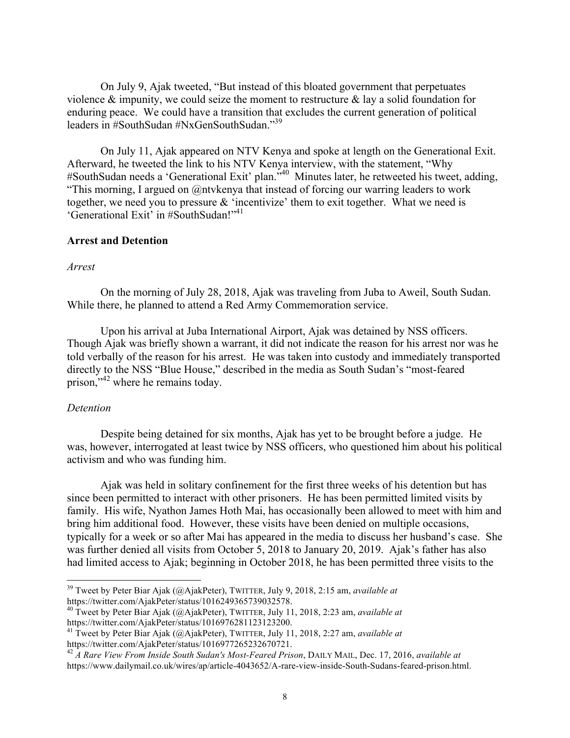On July 9, Ajak tweeted, "But instead of this bloated government that perpetuates violence & impunity, we could seize the moment to restructure & lay a solid foundation for enduring peace. We could have a transition that excludes the current generation of political leaders in #SouthSudan #NxGenSouthSudan."[39]

On July 11, Ajak appeared on NTV Kenya and spoke at length on the Generational Exit. Afterward, he tweeted the link to his NTV Kenya interview, with the statement, "Why #SouthSudan needs a 'Generational Exit' plan."[40] Minutes later, he retweeted his tweet, adding, "This morning, I argued on @ntvkenya that instead of forcing our warring leaders to work together, we need you to pressure & 'incentivize' them to exit together. What we need is 'Generational Exit' in #SouthSudan!"[41]

**Arrest and Detention**

*Arrest*

On the morning of July 28, 2018, Ajak was traveling from Juba to Aweil, South Sudan. While there, he planned to attend a Red Army Commemoration service.

Upon his arrival at Juba International Airport, Ajak was detained by NSS officers. Though Ajak was briefly shown a warrant, it did not indicate the reason for his arrest nor was he told verbally of the reason for his arrest. He was taken into custody and immediately transported directly to the NSS "Blue House," described in the media as South Sudan's "most-feared prison,"[42] where he remains today.

*Detention*

Despite being detained for six months, Ajak has yet to be brought before a judge. He was, however, interrogated at least twice by NSS officers, who questioned him about his political activism and who was funding him.

Ajak was held in solitary confinement for the first three weeks of his detention but has since been permitted to interact with other prisoners. He has been permitted limited visits by family. His wife, Nyathon James Hoth Mai, has occasionally been allowed to meet with him and bring him additional food. However, these visits have been denied on multiple occasions, typically for a week or so after Mai has appeared in the media to discuss her husband's case. She was further denied all visits from October 5, 2018 to January 20, 2019. Ajak's father has also had limited access to Ajak; beginning in October 2018, he has been permitted three visits to the

---

[39] Tweet by Peter Biar Ajak (@AjakPeter), TWITTER, July 9, 2018, 2:15 am, *available at* https://twitter.com/AjakPeter/status/1016249365739032578.

[40] Tweet by Peter Biar Ajak (@AjakPeter), TWITTER, July 11, 2018, 2:23 am, *available at* https://twitter.com/AjakPeter/status/1016976281123123200.

[41] Tweet by Peter Biar Ajak (@AjakPeter), TWITTER, July 11, 2018, 2:27 am, *available at* https://twitter.com/AjakPeter/status/1016977265232670721.

[42] *A Rare View From Inside South Sudan's Most-Feared Prison*, DAILY MAIL, Dec. 17, 2016, *available at* https://www.dailymail.co.uk/wires/ap/article-4043652/A-rare-view-inside-South-Sudans-feared-prison.html.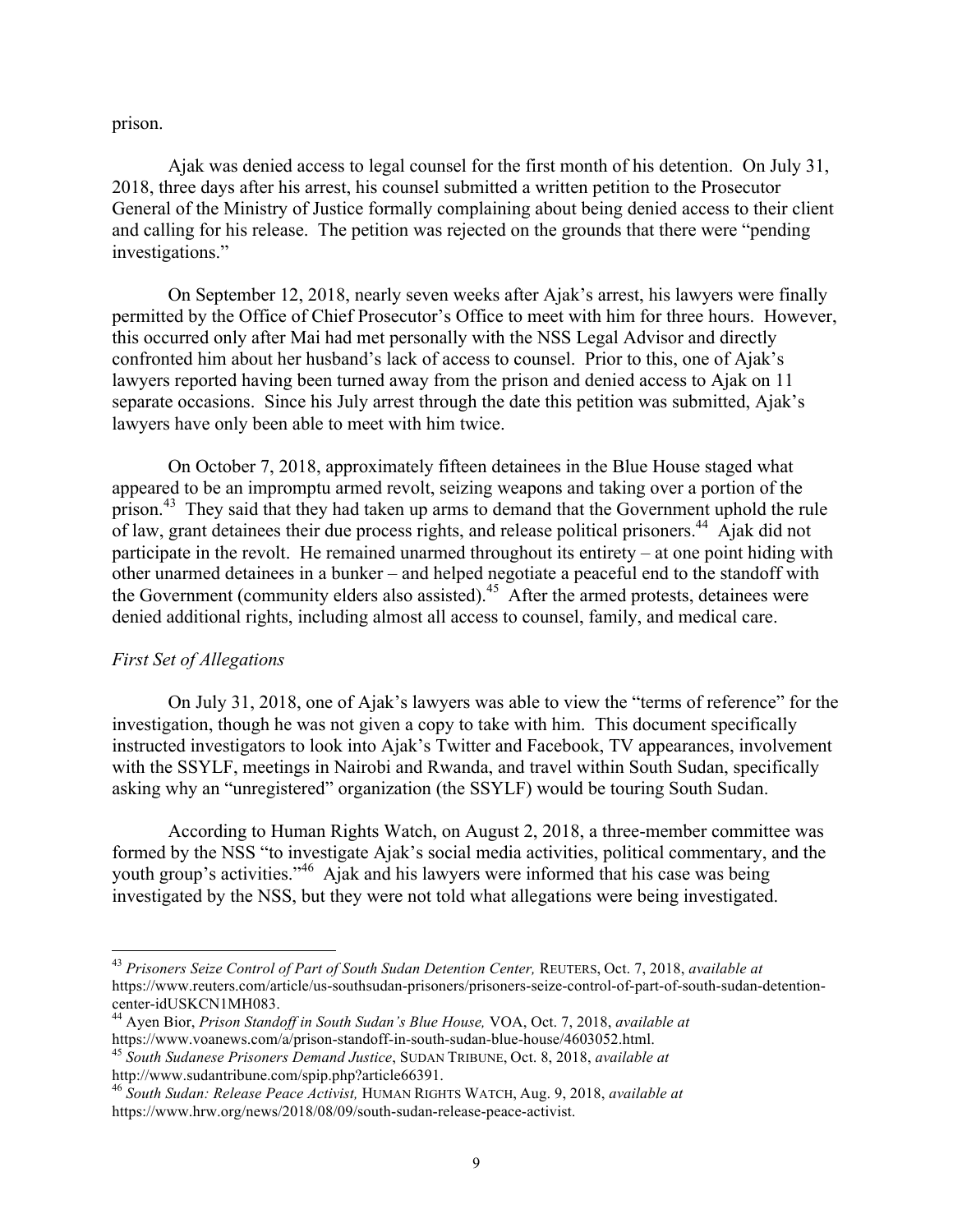prison.

Ajak was denied access to legal counsel for the first month of his detention. On July 31, 2018, three days after his arrest, his counsel submitted a written petition to the Prosecutor General of the Ministry of Justice formally complaining about being denied access to their client and calling for his release. The petition was rejected on the grounds that there were "pending investigations."

On September 12, 2018, nearly seven weeks after Ajak's arrest, his lawyers were finally permitted by the Office of Chief Prosecutor's Office to meet with him for three hours. However, this occurred only after Mai had met personally with the NSS Legal Advisor and directly confronted him about her husband's lack of access to counsel. Prior to this, one of Ajak's lawyers reported having been turned away from the prison and denied access to Ajak on 11 separate occasions. Since his July arrest through the date this petition was submitted, Ajak's lawyers have only been able to meet with him twice.

On October 7, 2018, approximately fifteen detainees in the Blue House staged what appeared to be an impromptu armed revolt, seizing weapons and taking over a portion of the prison.[43] They said that they had taken up arms to demand that the Government uphold the rule of law, grant detainees their due process rights, and release political prisoners.[44] Ajak did not participate in the revolt. He remained unarmed throughout its entirety – at one point hiding with other unarmed detainees in a bunker – and helped negotiate a peaceful end to the standoff with the Government (community elders also assisted).[45] After the armed protests, detainees were denied additional rights, including almost all access to counsel, family, and medical care.

*First Set of Allegations*

On July 31, 2018, one of Ajak's lawyers was able to view the "terms of reference" for the investigation, though he was not given a copy to take with him. This document specifically instructed investigators to look into Ajak's Twitter and Facebook, TV appearances, involvement with the SSYLF, meetings in Nairobi and Rwanda, and travel within South Sudan, specifically asking why an "unregistered" organization (the SSYLF) would be touring South Sudan.

According to Human Rights Watch, on August 2, 2018, a three-member committee was formed by the NSS "to investigate Ajak's social media activities, political commentary, and the youth group's activities."[46] Ajak and his lawyers were informed that his case was being investigated by the NSS, but they were not told what allegations were being investigated.

---

[43] *Prisoners Seize Control of Part of South Sudan Detention Center,* REUTERS, Oct. 7, 2018, *available at* https://www.reuters.com/article/us-southsudan-prisoners/prisoners-seize-control-of-part-of-south-sudan-detention-center-idUSKCN1MH083.

[44] Ayen Bior, *Prison Standoff in South Sudan's Blue House,* VOA, Oct. 7, 2018, *available at* https://www.voanews.com/a/prison-standoff-in-south-sudan-blue-house/4603052.html.

[45] *South Sudanese Prisoners Demand Justice*, SUDAN TRIBUNE, Oct. 8, 2018, *available at* http://www.sudantribune.com/spip.php?article66391.

[46] *South Sudan: Release Peace Activist,* HUMAN RIGHTS WATCH, Aug. 9, 2018, *available at* https://www.hrw.org/news/2018/08/09/south-sudan-release-peace-activist.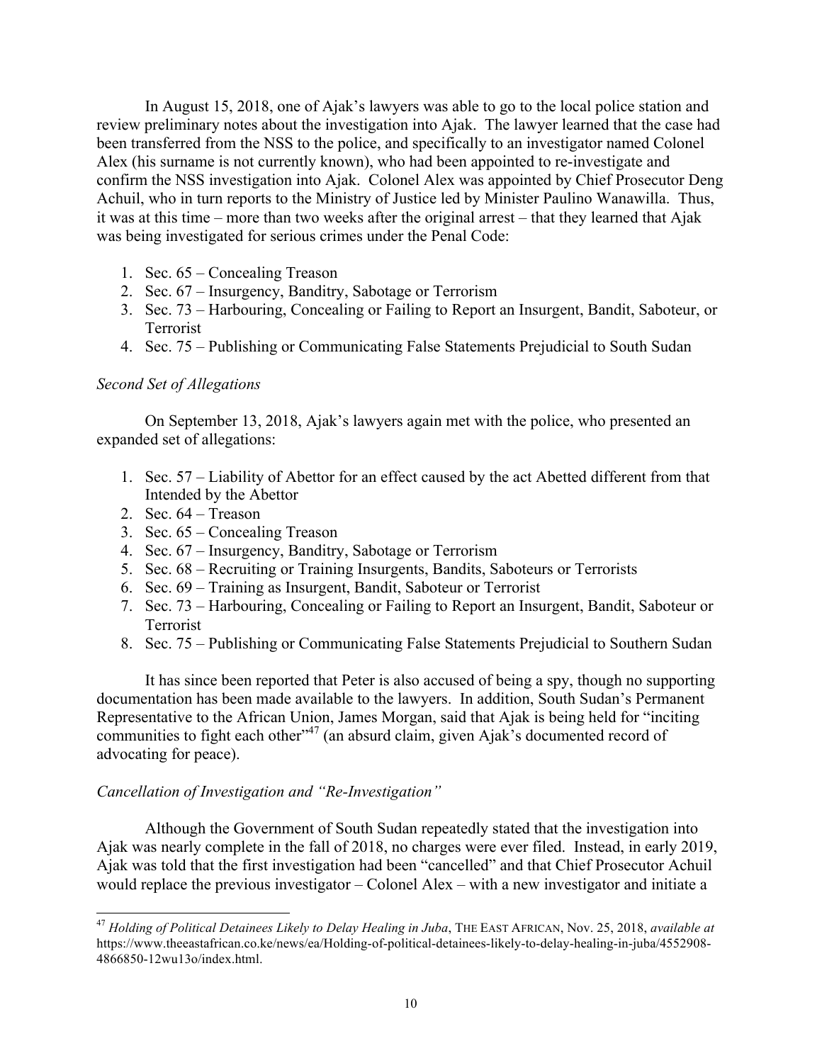In August 15, 2018, one of Ajak's lawyers was able to go to the local police station and review preliminary notes about the investigation into Ajak. The lawyer learned that the case had been transferred from the NSS to the police, and specifically to an investigator named Colonel Alex (his surname is not currently known), who had been appointed to re-investigate and confirm the NSS investigation into Ajak. Colonel Alex was appointed by Chief Prosecutor Deng Achuil, who in turn reports to the Ministry of Justice led by Minister Paulino Wanawilla. Thus, it was at this time – more than two weeks after the original arrest – that they learned that Ajak was being investigated for serious crimes under the Penal Code:

1. Sec. 65 – Concealing Treason
2. Sec. 67 – Insurgency, Banditry, Sabotage or Terrorism
3. Sec. 73 – Harbouring, Concealing or Failing to Report an Insurgent, Bandit, Saboteur, or Terrorist
4. Sec. 75 – Publishing or Communicating False Statements Prejudicial to South Sudan

*Second Set of Allegations*

On September 13, 2018, Ajak's lawyers again met with the police, who presented an expanded set of allegations:

1. Sec. 57 – Liability of Abettor for an effect caused by the act Abetted different from that Intended by the Abettor
2. Sec. 64 – Treason
3. Sec. 65 – Concealing Treason
4. Sec. 67 – Insurgency, Banditry, Sabotage or Terrorism
5. Sec. 68 – Recruiting or Training Insurgents, Bandits, Saboteurs or Terrorists
6. Sec. 69 – Training as Insurgent, Bandit, Saboteur or Terrorist
7. Sec. 73 – Harbouring, Concealing or Failing to Report an Insurgent, Bandit, Saboteur or Terrorist
8. Sec. 75 – Publishing or Communicating False Statements Prejudicial to Southern Sudan

It has since been reported that Peter is also accused of being a spy, though no supporting documentation has been made available to the lawyers. In addition, South Sudan's Permanent Representative to the African Union, James Morgan, said that Ajak is being held for "inciting communities to fight each other"[47] (an absurd claim, given Ajak's documented record of advocating for peace).

*Cancellation of Investigation and "Re-Investigation"*

Although the Government of South Sudan repeatedly stated that the investigation into Ajak was nearly complete in the fall of 2018, no charges were ever filed. Instead, in early 2019, Ajak was told that the first investigation had been "cancelled" and that Chief Prosecutor Achuil would replace the previous investigator – Colonel Alex – with a new investigator and initiate a

---

[47] *Holding of Political Detainees Likely to Delay Healing in Juba*, THE EAST AFRICAN, Nov. 25, 2018, *available at* https://www.theeastafrican.co.ke/news/ea/Holding-of-political-detainees-likely-to-delay-healing-in-juba/4552908-4866850-12wu13o/index.html.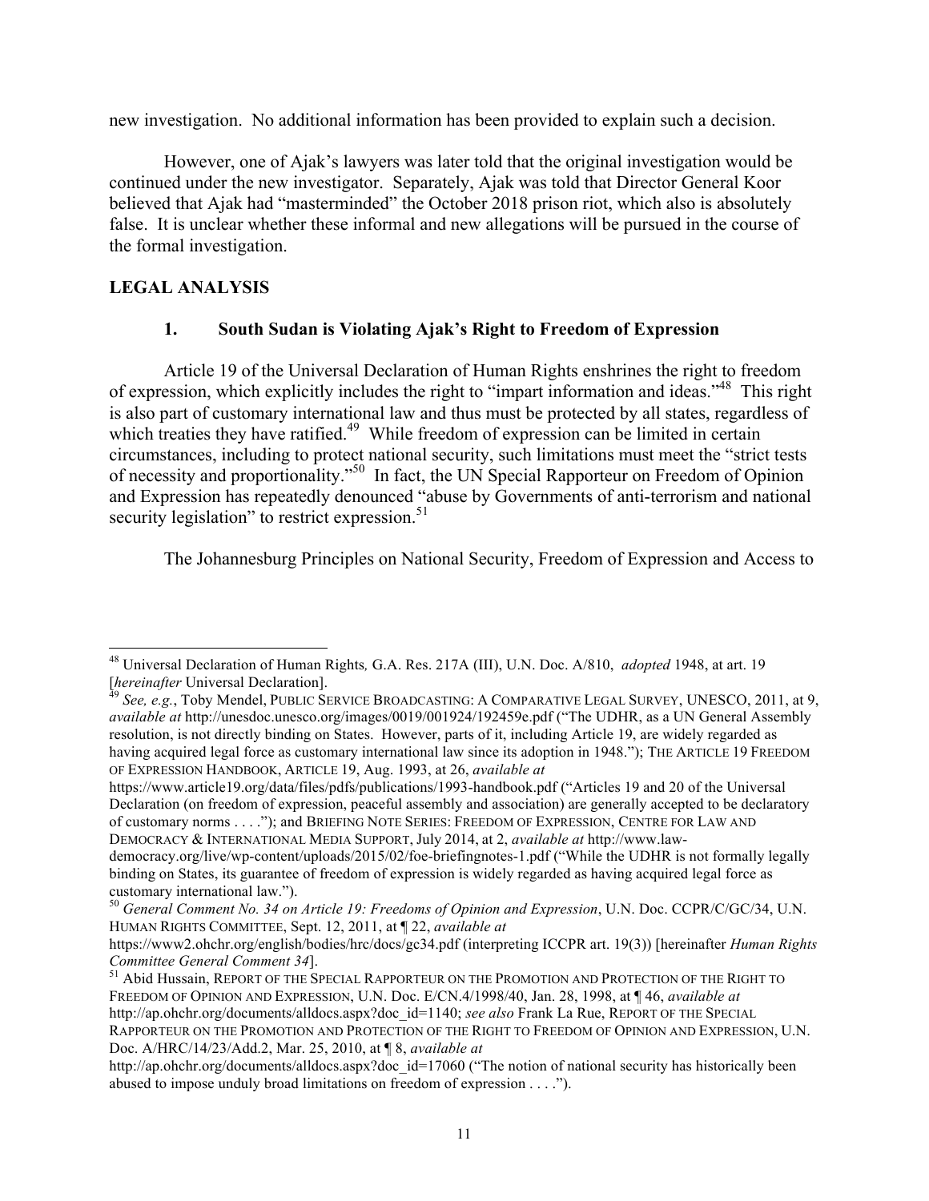new investigation. No additional information has been provided to explain such a decision.

However, one of Ajak's lawyers was later told that the original investigation would be continued under the new investigator. Separately, Ajak was told that Director General Koor believed that Ajak had "masterminded" the October 2018 prison riot, which also is absolutely false. It is unclear whether these informal and new allegations will be pursued in the course of the formal investigation.

## LEGAL ANALYSIS

### 1. South Sudan is Violating Ajak's Right to Freedom of Expression

Article 19 of the Universal Declaration of Human Rights enshrines the right to freedom of expression, which explicitly includes the right to "impart information and ideas."[48] This right is also part of customary international law and thus must be protected by all states, regardless of which treaties they have ratified.[49] While freedom of expression can be limited in certain circumstances, including to protect national security, such limitations must meet the "strict tests of necessity and proportionality."[50] In fact, the UN Special Rapporteur on Freedom of Opinion and Expression has repeatedly denounced "abuse by Governments of anti-terrorism and national security legislation" to restrict expression.[51]

The Johannesburg Principles on National Security, Freedom of Expression and Access to

---

[48] Universal Declaration of Human Rights*,* G.A. Res. 217A (III), U.N. Doc. A/810, *adopted* 1948, at art. 19 [*hereinafter* Universal Declaration].

[49] *See, e.g.*, Toby Mendel, PUBLIC SERVICE BROADCASTING: A COMPARATIVE LEGAL SURVEY, UNESCO, 2011, at 9, *available at* http://unesdoc.unesco.org/images/0019/001924/192459e.pdf ("The UDHR, as a UN General Assembly resolution, is not directly binding on States. However, parts of it, including Article 19, are widely regarded as having acquired legal force as customary international law since its adoption in 1948."); THE ARTICLE 19 FREEDOM OF EXPRESSION HANDBOOK, ARTICLE 19, Aug. 1993, at 26, *available at* https://www.article19.org/data/files/pdfs/publications/1993-handbook.pdf ("Articles 19 and 20 of the Universal Declaration (on freedom of expression, peaceful assembly and association) are generally accepted to be declaratory of customary norms . . . ."); and BRIEFING NOTE SERIES: FREEDOM OF EXPRESSION, CENTRE FOR LAW AND DEMOCRACY & INTERNATIONAL MEDIA SUPPORT, July 2014, at 2, *available at* http://www.law-democracy.org/live/wp-content/uploads/2015/02/foe-briefingnotes-1.pdf ("While the UDHR is not formally legally binding on States, its guarantee of freedom of expression is widely regarded as having acquired legal force as customary international law.").

[50] *General Comment No. 34 on Article 19: Freedoms of Opinion and Expression*, U.N. Doc. CCPR/C/GC/34, U.N. HUMAN RIGHTS COMMITTEE, Sept. 12, 2011, at ¶ 22, *available at* https://www2.ohchr.org/english/bodies/hrc/docs/gc34.pdf (interpreting ICCPR art. 19(3)) [hereinafter *Human Rights Committee General Comment 34*].

[51] Abid Hussain, REPORT OF THE SPECIAL RAPPORTEUR ON THE PROMOTION AND PROTECTION OF THE RIGHT TO FREEDOM OF OPINION AND EXPRESSION, U.N. Doc. E/CN.4/1998/40, Jan. 28, 1998, at ¶ 46, *available at* http://ap.ohchr.org/documents/alldocs.aspx?doc_id=1140; *see also* Frank La Rue, REPORT OF THE SPECIAL RAPPORTEUR ON THE PROMOTION AND PROTECTION OF THE RIGHT TO FREEDOM OF OPINION AND EXPRESSION, U.N. Doc. A/HRC/14/23/Add.2, Mar. 25, 2010, at ¶ 8, *available at* http://ap.ohchr.org/documents/alldocs.aspx?doc_id=17060 ("The notion of national security has historically been abused to impose unduly broad limitations on freedom of expression . . . .").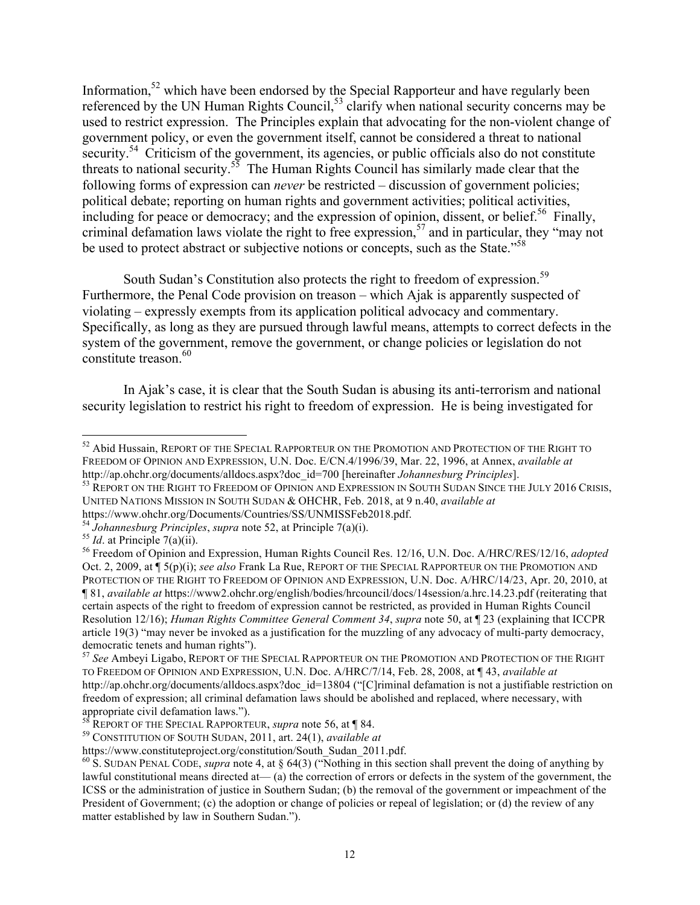Information,[52] which have been endorsed by the Special Rapporteur and have regularly been referenced by the UN Human Rights Council,[53] clarify when national security concerns may be used to restrict expression. The Principles explain that advocating for the non-violent change of government policy, or even the government itself, cannot be considered a threat to national security.[54] Criticism of the government, its agencies, or public officials also do not constitute threats to national security.[55] The Human Rights Council has similarly made clear that the following forms of expression can *never* be restricted – discussion of government policies; political debate; reporting on human rights and government activities; political activities, including for peace or democracy; and the expression of opinion, dissent, or belief.[56] Finally, criminal defamation laws violate the right to free expression,[57] and in particular, they "may not be used to protect abstract or subjective notions or concepts, such as the State."[58]

South Sudan's Constitution also protects the right to freedom of expression.[59] Furthermore, the Penal Code provision on treason – which Ajak is apparently suspected of violating – expressly exempts from its application political advocacy and commentary. Specifically, as long as they are pursued through lawful means, attempts to correct defects in the system of the government, remove the government, or change policies or legislation do not constitute treason.[60]

In Ajak's case, it is clear that the South Sudan is abusing its anti-terrorism and national security legislation to restrict his right to freedom of expression. He is being investigated for

---

[52] Abid Hussain, REPORT OF THE SPECIAL RAPPORTEUR ON THE PROMOTION AND PROTECTION OF THE RIGHT TO FREEDOM OF OPINION AND EXPRESSION, U.N. Doc. E/CN.4/1996/39, Mar. 22, 1996, at Annex, *available at* http://ap.ohchr.org/documents/alldocs.aspx?doc_id=700 [hereinafter *Johannesburg Principles*].

[53] REPORT ON THE RIGHT TO FREEDOM OF OPINION AND EXPRESSION IN SOUTH SUDAN SINCE THE JULY 2016 CRISIS, UNITED NATIONS MISSION IN SOUTH SUDAN & OHCHR, Feb. 2018, at 9 n.40, *available at* https://www.ohchr.org/Documents/Countries/SS/UNMISSFeb2018.pdf.

[54] *Johannesburg Principles*, *supra* note 52, at Principle 7(a)(i).

[55] *Id*. at Principle 7(a)(ii).

[56] Freedom of Opinion and Expression, Human Rights Council Res. 12/16, U.N. Doc. A/HRC/RES/12/16, *adopted* Oct. 2, 2009, at ¶ 5(p)(i); *see also* Frank La Rue, REPORT OF THE SPECIAL RAPPORTEUR ON THE PROMOTION AND PROTECTION OF THE RIGHT TO FREEDOM OF OPINION AND EXPRESSION, U.N. Doc. A/HRC/14/23, Apr. 20, 2010, at ¶ 81, *available at* https://www2.ohchr.org/english/bodies/hrcouncil/docs/14session/a.hrc.14.23.pdf (reiterating that certain aspects of the right to freedom of expression cannot be restricted, as provided in Human Rights Council Resolution 12/16); *Human Rights Committee General Comment 34*, *supra* note 50, at ¶ 23 (explaining that ICCPR article 19(3) "may never be invoked as a justification for the muzzling of any advocacy of multi-party democracy, democratic tenets and human rights").

[57] *See* Ambeyi Ligabo, REPORT OF THE SPECIAL RAPPORTEUR ON THE PROMOTION AND PROTECTION OF THE RIGHT TO FREEDOM OF OPINION AND EXPRESSION, U.N. Doc. A/HRC/7/14, Feb. 28, 2008, at ¶ 43, *available at* http://ap.ohchr.org/documents/alldocs.aspx?doc_id=13804 ("[C]riminal defamation is not a justifiable restriction on freedom of expression; all criminal defamation laws should be abolished and replaced, where necessary, with appropriate civil defamation laws.").

[58] REPORT OF THE SPECIAL RAPPORTEUR, *supra* note 56, at ¶ 84.

[59] CONSTITUTION OF SOUTH SUDAN, 2011, art. 24(1), *available at* https://www.constituteproject.org/constitution/South_Sudan_2011.pdf.

[60] S. SUDAN PENAL CODE, *supra* note 4, at § 64(3) ("Nothing in this section shall prevent the doing of anything by lawful constitutional means directed at— (a) the correction of errors or defects in the system of the government, the ICSS or the administration of justice in Southern Sudan; (b) the removal of the government or impeachment of the President of Government; (c) the adoption or change of policies or repeal of legislation; or (d) the review of any matter established by law in Southern Sudan.").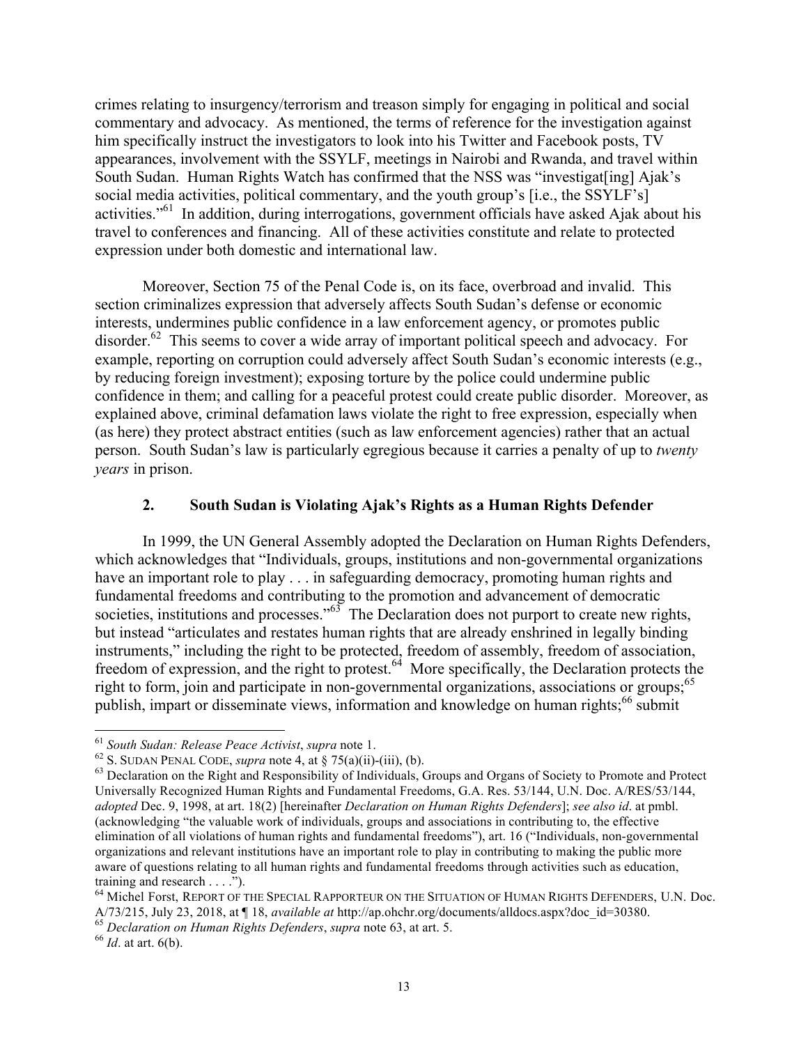crimes relating to insurgency/terrorism and treason simply for engaging in political and social commentary and advocacy. As mentioned, the terms of reference for the investigation against him specifically instruct the investigators to look into his Twitter and Facebook posts, TV appearances, involvement with the SSYLF, meetings in Nairobi and Rwanda, and travel within South Sudan. Human Rights Watch has confirmed that the NSS was "investigat[ing] Ajak's social media activities, political commentary, and the youth group's [i.e., the SSYLF's] activities."[61] In addition, during interrogations, government officials have asked Ajak about his travel to conferences and financing. All of these activities constitute and relate to protected expression under both domestic and international law.

Moreover, Section 75 of the Penal Code is, on its face, overbroad and invalid. This section criminalizes expression that adversely affects South Sudan's defense or economic interests, undermines public confidence in a law enforcement agency, or promotes public disorder.[62] This seems to cover a wide array of important political speech and advocacy. For example, reporting on corruption could adversely affect South Sudan's economic interests (e.g., by reducing foreign investment); exposing torture by the police could undermine public confidence in them; and calling for a peaceful protest could create public disorder. Moreover, as explained above, criminal defamation laws violate the right to free expression, especially when (as here) they protect abstract entities (such as law enforcement agencies) rather that an actual person. South Sudan's law is particularly egregious because it carries a penalty of up to *twenty years* in prison.

### 2. South Sudan is Violating Ajak's Rights as a Human Rights Defender

In 1999, the UN General Assembly adopted the Declaration on Human Rights Defenders, which acknowledges that "Individuals, groups, institutions and non-governmental organizations have an important role to play . . . in safeguarding democracy, promoting human rights and fundamental freedoms and contributing to the promotion and advancement of democratic societies, institutions and processes."[63] The Declaration does not purport to create new rights, but instead "articulates and restates human rights that are already enshrined in legally binding instruments," including the right to be protected, freedom of assembly, freedom of association, freedom of expression, and the right to protest.[64] More specifically, the Declaration protects the right to form, join and participate in non-governmental organizations, associations or groups;[65] publish, impart or disseminate views, information and knowledge on human rights;[66] submit

---

[61] *South Sudan: Release Peace Activist*, *supra* note 1.

[62] S. SUDAN PENAL CODE, *supra* note 4, at § 75(a)(ii)-(iii), (b).

[63] Declaration on the Right and Responsibility of Individuals, Groups and Organs of Society to Promote and Protect Universally Recognized Human Rights and Fundamental Freedoms, G.A. Res. 53/144, U.N. Doc. A/RES/53/144, *adopted* Dec. 9, 1998, at art. 18(2) [hereinafter *Declaration on Human Rights Defenders*]; *see also id*. at pmbl. (acknowledging "the valuable work of individuals, groups and associations in contributing to, the effective elimination of all violations of human rights and fundamental freedoms"), art. 16 ("Individuals, non-governmental organizations and relevant institutions have an important role to play in contributing to making the public more aware of questions relating to all human rights and fundamental freedoms through activities such as education, training and research . . . .").

[64] Michel Forst, REPORT OF THE SPECIAL RAPPORTEUR ON THE SITUATION OF HUMAN RIGHTS DEFENDERS, U.N. Doc. A/73/215, July 23, 2018, at ¶ 18, *available at* http://ap.ohchr.org/documents/alldocs.aspx?doc_id=30380.

[65] *Declaration on Human Rights Defenders*, *supra* note 63, at art. 5.

[66] *Id*. at art. 6(b).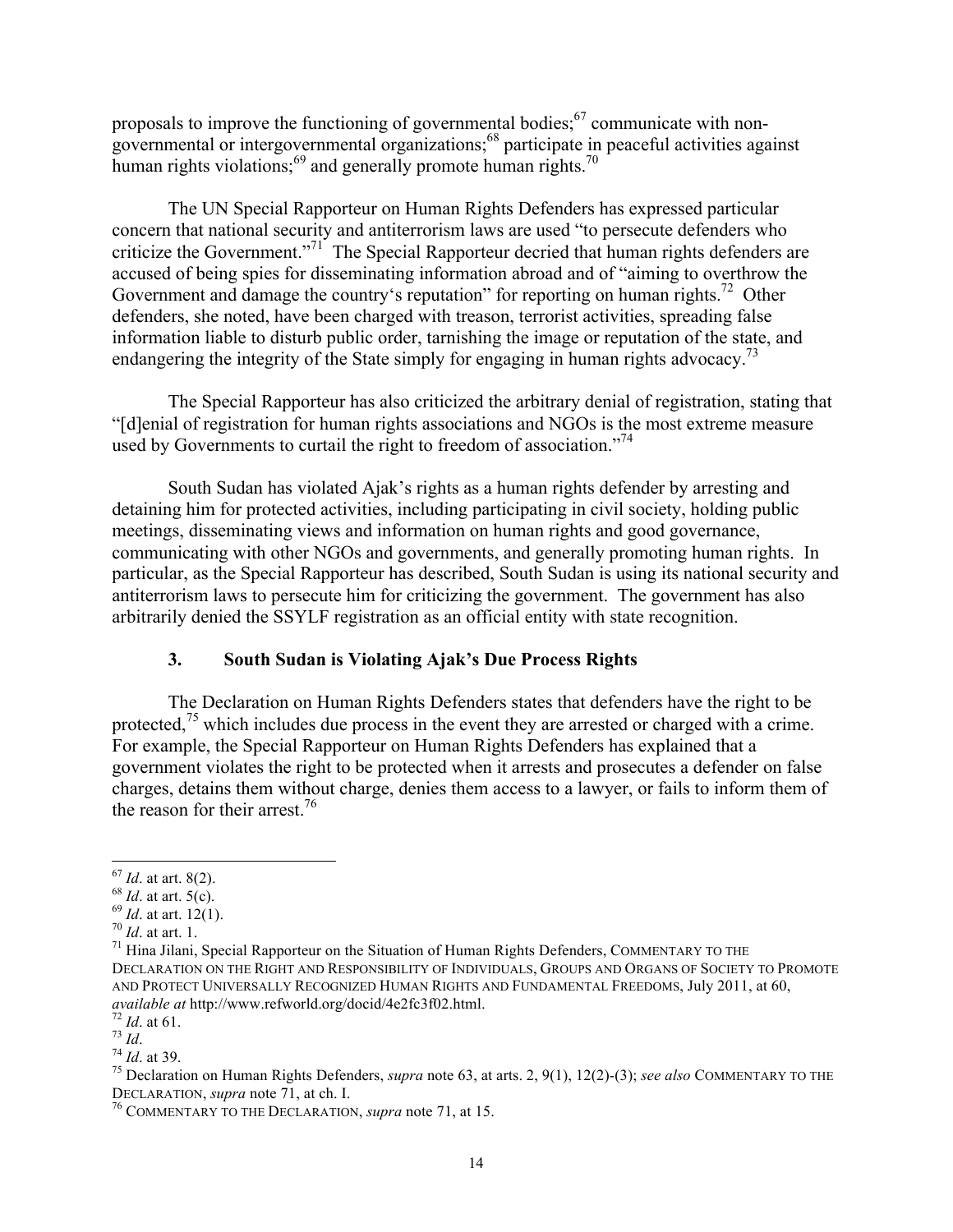proposals to improve the functioning of governmental bodies;[67] communicate with non-governmental or intergovernmental organizations;[68] participate in peaceful activities against human rights violations;[69] and generally promote human rights.[70]

The UN Special Rapporteur on Human Rights Defenders has expressed particular concern that national security and antiterrorism laws are used "to persecute defenders who criticize the Government."[71] The Special Rapporteur decried that human rights defenders are accused of being spies for disseminating information abroad and of "aiming to overthrow the Government and damage the country's reputation" for reporting on human rights.[72] Other defenders, she noted, have been charged with treason, terrorist activities, spreading false information liable to disturb public order, tarnishing the image or reputation of the state, and endangering the integrity of the State simply for engaging in human rights advocacy.[73]

The Special Rapporteur has also criticized the arbitrary denial of registration, stating that "[d]enial of registration for human rights associations and NGOs is the most extreme measure used by Governments to curtail the right to freedom of association."[74]

South Sudan has violated Ajak's rights as a human rights defender by arresting and detaining him for protected activities, including participating in civil society, holding public meetings, disseminating views and information on human rights and good governance, communicating with other NGOs and governments, and generally promoting human rights. In particular, as the Special Rapporteur has described, South Sudan is using its national security and antiterrorism laws to persecute him for criticizing the government. The government has also arbitrarily denied the SSYLF registration as an official entity with state recognition.

### 3. South Sudan is Violating Ajak's Due Process Rights

The Declaration on Human Rights Defenders states that defenders have the right to be protected,[75] which includes due process in the event they are arrested or charged with a crime. For example, the Special Rapporteur on Human Rights Defenders has explained that a government violates the right to be protected when it arrests and prosecutes a defender on false charges, detains them without charge, denies them access to a lawyer, or fails to inform them of the reason for their arrest.[76]

---

[67] *Id*. at art. 8(2).

[68] *Id*. at art. 5(c).

[69] *Id*. at art. 12(1).

[70] *Id*. at art. 1.

[71] Hina Jilani, Special Rapporteur on the Situation of Human Rights Defenders, COMMENTARY TO THE DECLARATION ON THE RIGHT AND RESPONSIBILITY OF INDIVIDUALS, GROUPS AND ORGANS OF SOCIETY TO PROMOTE AND PROTECT UNIVERSALLY RECOGNIZED HUMAN RIGHTS AND FUNDAMENTAL FREEDOMS, July 2011, at 60, *available at* http://www.refworld.org/docid/4e2fc3f02.html.

[72] *Id*. at 61.

[73] *Id*.

[74] *Id*. at 39.

[75] Declaration on Human Rights Defenders, *supra* note 63, at arts. 2, 9(1), 12(2)-(3); *see also* COMMENTARY TO THE DECLARATION, *supra* note 71, at ch. I.

[76] COMMENTARY TO THE DECLARATION, *supra* note 71, at 15.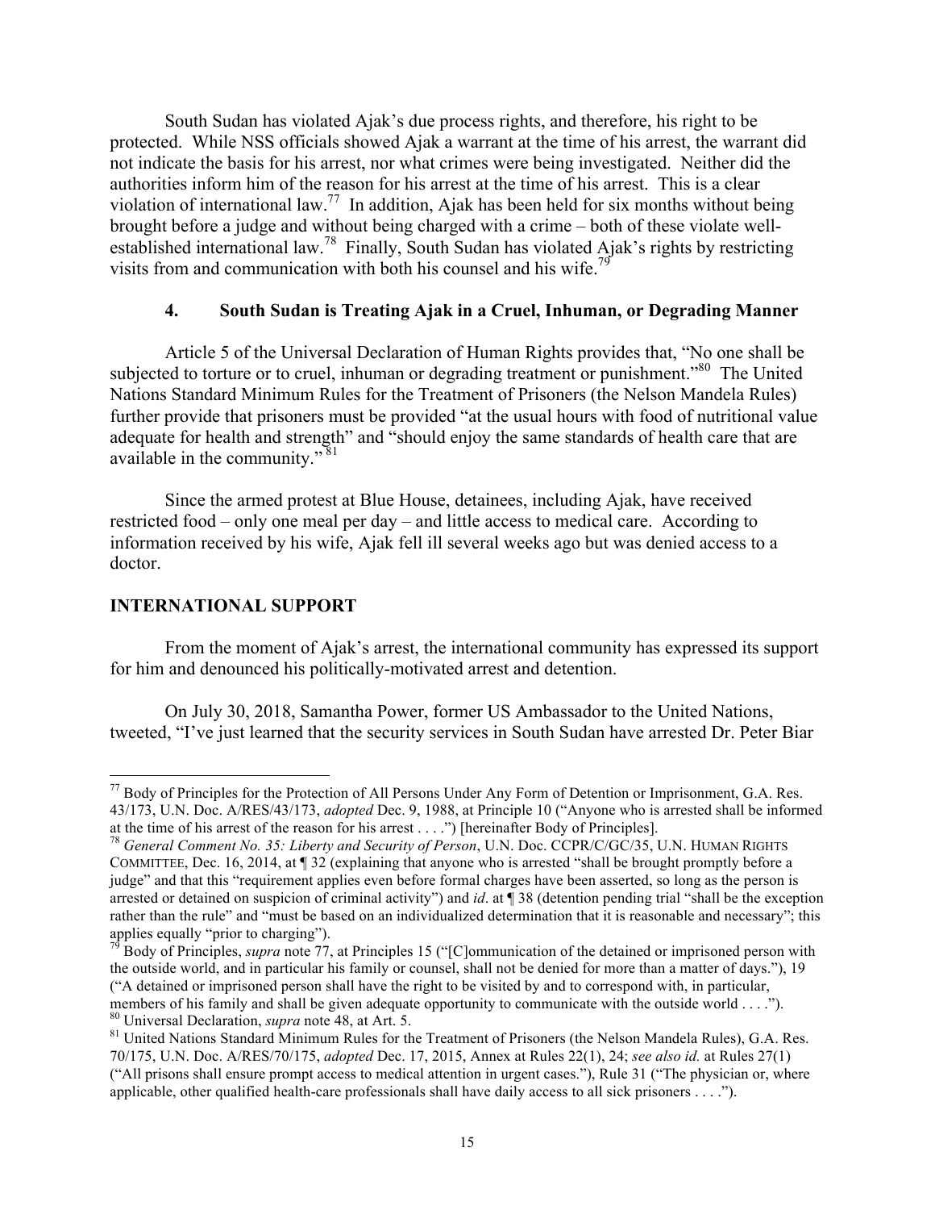South Sudan has violated Ajak's due process rights, and therefore, his right to be protected. While NSS officials showed Ajak a warrant at the time of his arrest, the warrant did not indicate the basis for his arrest, nor what crimes were being investigated. Neither did the authorities inform him of the reason for his arrest at the time of his arrest. This is a clear violation of international law.[77] In addition, Ajak has been held for six months without being brought before a judge and without being charged with a crime – both of these violate well-established international law.[78] Finally, South Sudan has violated Ajak's rights by restricting visits from and communication with both his counsel and his wife.[79]

### 4. South Sudan is Treating Ajak in a Cruel, Inhuman, or Degrading Manner

Article 5 of the Universal Declaration of Human Rights provides that, "No one shall be subjected to torture or to cruel, inhuman or degrading treatment or punishment."[80] The United Nations Standard Minimum Rules for the Treatment of Prisoners (the Nelson Mandela Rules) further provide that prisoners must be provided "at the usual hours with food of nutritional value adequate for health and strength" and "should enjoy the same standards of health care that are available in the community."[81]

Since the armed protest at Blue House, detainees, including Ajak, have received restricted food – only one meal per day – and little access to medical care. According to information received by his wife, Ajak fell ill several weeks ago but was denied access to a doctor.

## INTERNATIONAL SUPPORT

From the moment of Ajak's arrest, the international community has expressed its support for him and denounced his politically-motivated arrest and detention.

On July 30, 2018, Samantha Power, former US Ambassador to the United Nations, tweeted, "I've just learned that the security services in South Sudan have arrested Dr. Peter Biar

---

[77] Body of Principles for the Protection of All Persons Under Any Form of Detention or Imprisonment, G.A. Res. 43/173, U.N. Doc. A/RES/43/173, *adopted* Dec. 9, 1988, at Principle 10 ("Anyone who is arrested shall be informed at the time of his arrest of the reason for his arrest . . . .") [hereinafter Body of Principles].

[78] *General Comment No. 35: Liberty and Security of Person*, U.N. Doc. CCPR/C/GC/35, U.N. HUMAN RIGHTS COMMITTEE, Dec. 16, 2014, at ¶ 32 (explaining that anyone who is arrested "shall be brought promptly before a judge" and that this "requirement applies even before formal charges have been asserted, so long as the person is arrested or detained on suspicion of criminal activity") and *id*. at ¶ 38 (detention pending trial "shall be the exception rather than the rule" and "must be based on an individualized determination that it is reasonable and necessary"; this applies equally "prior to charging").

[79] Body of Principles, *supra* note 77, at Principles 15 ("[C]ommunication of the detained or imprisoned person with the outside world, and in particular his family or counsel, shall not be denied for more than a matter of days."), 19 ("A detained or imprisoned person shall have the right to be visited by and to correspond with, in particular, members of his family and shall be given adequate opportunity to communicate with the outside world . . . .").

[80] Universal Declaration, *supra* note 48, at Art. 5.

[81] United Nations Standard Minimum Rules for the Treatment of Prisoners (the Nelson Mandela Rules), G.A. Res. 70/175, U.N. Doc. A/RES/70/175, *adopted* Dec. 17, 2015, Annex at Rules 22(1), 24; *see also id.* at Rules 27(1) ("All prisons shall ensure prompt access to medical attention in urgent cases."), Rule 31 ("The physician or, where applicable, other qualified health-care professionals shall have daily access to all sick prisoners . . . .").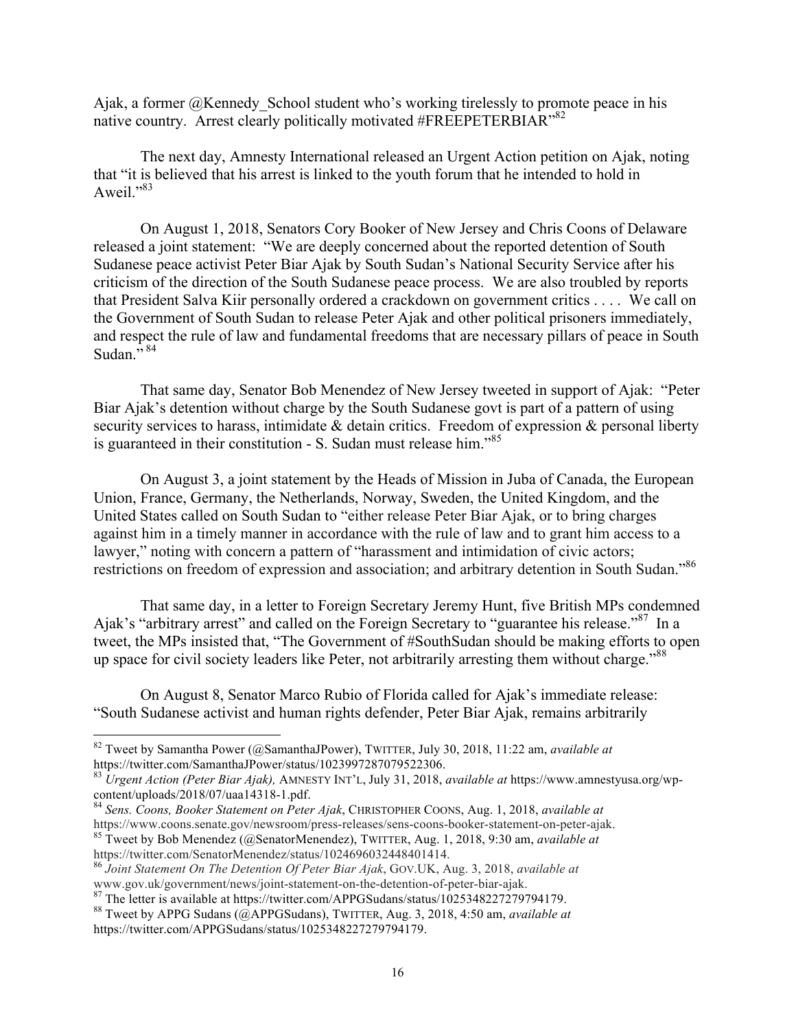Ajak, a former @Kennedy_School student who's working tirelessly to promote peace in his native country. Arrest clearly politically motivated #FREEPETERBIAR"[82]

The next day, Amnesty International released an Urgent Action petition on Ajak, noting that "it is believed that his arrest is linked to the youth forum that he intended to hold in Aweil."[83]

On August 1, 2018, Senators Cory Booker of New Jersey and Chris Coons of Delaware released a joint statement: "We are deeply concerned about the reported detention of South Sudanese peace activist Peter Biar Ajak by South Sudan's National Security Service after his criticism of the direction of the South Sudanese peace process. We are also troubled by reports that President Salva Kiir personally ordered a crackdown on government critics . . . . We call on the Government of South Sudan to release Peter Ajak and other political prisoners immediately, and respect the rule of law and fundamental freedoms that are necessary pillars of peace in South Sudan." [84]

That same day, Senator Bob Menendez of New Jersey tweeted in support of Ajak: "Peter Biar Ajak's detention without charge by the South Sudanese govt is part of a pattern of using security services to harass, intimidate & detain critics. Freedom of expression & personal liberty is guaranteed in their constitution - S. Sudan must release him."[85]

On August 3, a joint statement by the Heads of Mission in Juba of Canada, the European Union, France, Germany, the Netherlands, Norway, Sweden, the United Kingdom, and the United States called on South Sudan to "either release Peter Biar Ajak, or to bring charges against him in a timely manner in accordance with the rule of law and to grant him access to a lawyer," noting with concern a pattern of "harassment and intimidation of civic actors; restrictions on freedom of expression and association; and arbitrary detention in South Sudan."[86]

That same day, in a letter to Foreign Secretary Jeremy Hunt, five British MPs condemned Ajak's "arbitrary arrest" and called on the Foreign Secretary to "guarantee his release."[87] In a tweet, the MPs insisted that, "The Government of #SouthSudan should be making efforts to open up space for civil society leaders like Peter, not arbitrarily arresting them without charge."[88]

On August 8, Senator Marco Rubio of Florida called for Ajak's immediate release: "South Sudanese activist and human rights defender, Peter Biar Ajak, remains arbitrarily

---

[82] Tweet by Samantha Power (@SamanthaJPower), TWITTER, July 30, 2018, 11:22 am, *available at* https://twitter.com/SamanthaJPower/status/1023997287079522306.

[83] *Urgent Action (Peter Biar Ajak),* AMNESTY INT'L, July 31, 2018, *available at* https://www.amnestyusa.org/wp-content/uploads/2018/07/uaa14318-1.pdf.

[84] *Sens. Coons, Booker Statement on Peter Ajak*, CHRISTOPHER COONS, Aug. 1, 2018, *available at* https://www.coons.senate.gov/newsroom/press-releases/sens-coons-booker-statement-on-peter-ajak.

[85] Tweet by Bob Menendez (@SenatorMenendez), TWITTER, Aug. 1, 2018, 9:30 am, *available at* https://twitter.com/SenatorMenendez/status/1024696032448401414.

[86] *Joint Statement On The Detention Of Peter Biar Ajak*, GOV.UK, Aug. 3, 2018, *available at* www.gov.uk/government/news/joint-statement-on-the-detention-of-peter-biar-ajak.

[87] The letter is available at https://twitter.com/APPGSudans/status/1025348227279794179.

[88] Tweet by APPG Sudans (@APPGSudans), TWITTER, Aug. 3, 2018, 4:50 am, *available at* https://twitter.com/APPGSudans/status/1025348227279794179.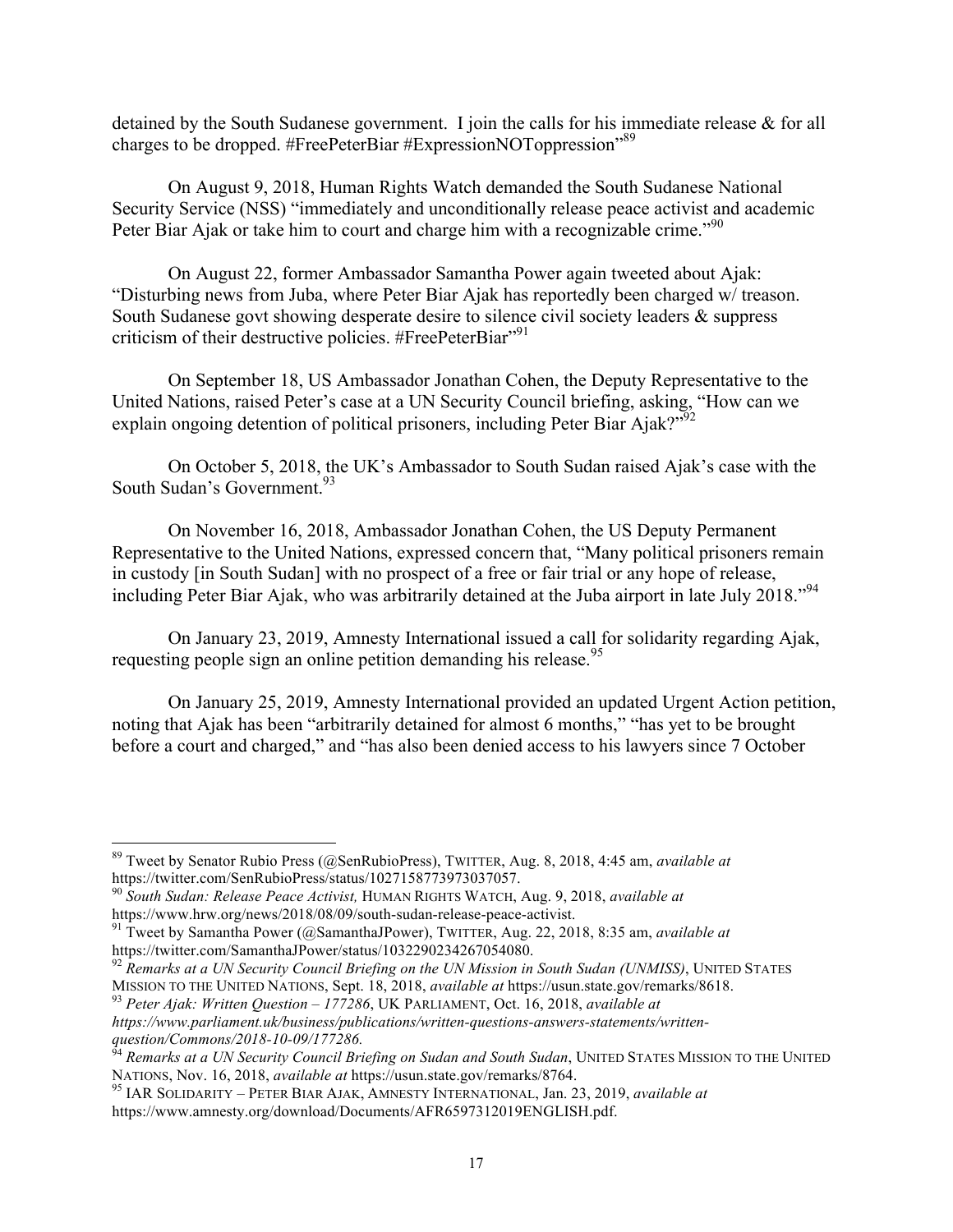detained by the South Sudanese government. I join the calls for his immediate release & for all charges to be dropped. #FreePeterBiar #ExpressionNOToppression"[89]

On August 9, 2018, Human Rights Watch demanded the South Sudanese National Security Service (NSS) "immediately and unconditionally release peace activist and academic Peter Biar Ajak or take him to court and charge him with a recognizable crime."[90]

On August 22, former Ambassador Samantha Power again tweeted about Ajak: "Disturbing news from Juba, where Peter Biar Ajak has reportedly been charged w/ treason. South Sudanese govt showing desperate desire to silence civil society leaders & suppress criticism of their destructive policies. #FreePeterBiar"[91]

On September 18, US Ambassador Jonathan Cohen, the Deputy Representative to the United Nations, raised Peter's case at a UN Security Council briefing, asking, "How can we explain ongoing detention of political prisoners, including Peter Biar Ajak?"[92]

On October 5, 2018, the UK's Ambassador to South Sudan raised Ajak's case with the South Sudan's Government.[93]

On November 16, 2018, Ambassador Jonathan Cohen, the US Deputy Permanent Representative to the United Nations, expressed concern that, "Many political prisoners remain in custody [in South Sudan] with no prospect of a free or fair trial or any hope of release, including Peter Biar Ajak, who was arbitrarily detained at the Juba airport in late July 2018."[94]

On January 23, 2019, Amnesty International issued a call for solidarity regarding Ajak, requesting people sign an online petition demanding his release.[95]

On January 25, 2019, Amnesty International provided an updated Urgent Action petition, noting that Ajak has been "arbitrarily detained for almost 6 months," "has yet to be brought before a court and charged," and "has also been denied access to his lawyers since 7 October

---

[89] Tweet by Senator Rubio Press (@SenRubioPress), TWITTER, Aug. 8, 2018, 4:45 am, *available at* https://twitter.com/SenRubioPress/status/1027158773973037057.

[90] *South Sudan: Release Peace Activist,* HUMAN RIGHTS WATCH, Aug. 9, 2018, *available at* https://www.hrw.org/news/2018/08/09/south-sudan-release-peace-activist.

[91] Tweet by Samantha Power (@SamanthaJPower), TWITTER, Aug. 22, 2018, 8:35 am, *available at* https://twitter.com/SamanthaJPower/status/1032290234267054080.

[92] *Remarks at a UN Security Council Briefing on the UN Mission in South Sudan (UNMISS)*, UNITED STATES MISSION TO THE UNITED NATIONS, Sept. 18, 2018, *available at* https://usun.state.gov/remarks/8618.

[93] *Peter Ajak: Written Question – 177286*, UK PARLIAMENT, Oct. 16, 2018, *available at https://www.parliament.uk/business/publications/written-questions-answers-statements/written-question/Commons/2018-10-09/177286.*

[94] *Remarks at a UN Security Council Briefing on Sudan and South Sudan*, UNITED STATES MISSION TO THE UNITED NATIONS, Nov. 16, 2018, *available at* https://usun.state.gov/remarks/8764.

[95] IAR SOLIDARITY – PETER BIAR AJAK, AMNESTY INTERNATIONAL, Jan. 23, 2019, *available at* https://www.amnesty.org/download/Documents/AFR6597312019ENGLISH.pdf.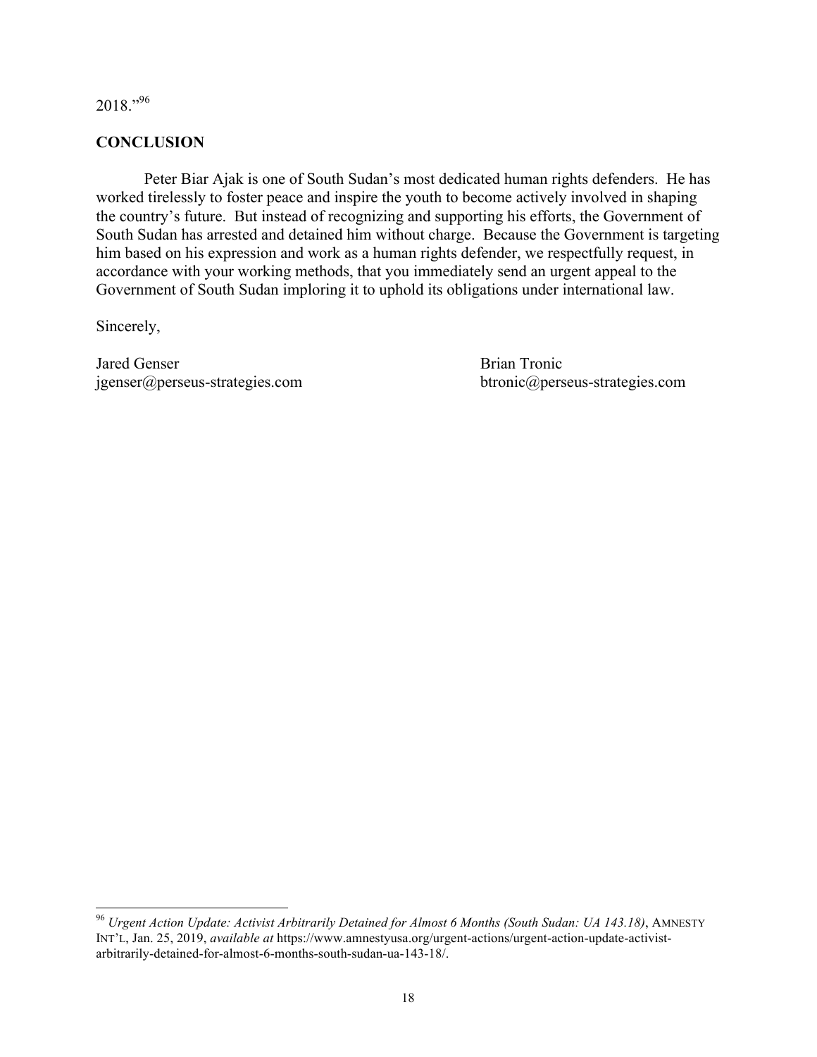2018."[96]

**CONCLUSION**

Peter Biar Ajak is one of South Sudan's most dedicated human rights defenders. He has worked tirelessly to foster peace and inspire the youth to become actively involved in shaping the country's future. But instead of recognizing and supporting his efforts, the Government of South Sudan has arrested and detained him without charge. Because the Government is targeting him based on his expression and work as a human rights defender, we respectfully request, in accordance with your working methods, that you immediately send an urgent appeal to the Government of South Sudan imploring it to uphold its obligations under international law.

Sincerely,

Jared Genser
jgenser@perseus-strategies.com

Brian Tronic
btronic@perseus-strategies.com

---

[96] *Urgent Action Update: Activist Arbitrarily Detained for Almost 6 Months (South Sudan: UA 143.18)*, AMNESTY INT'L, Jan. 25, 2019, *available at* https://www.amnestyusa.org/urgent-actions/urgent-action-update-activist-arbitrarily-detained-for-almost-6-months-south-sudan-ua-143-18/.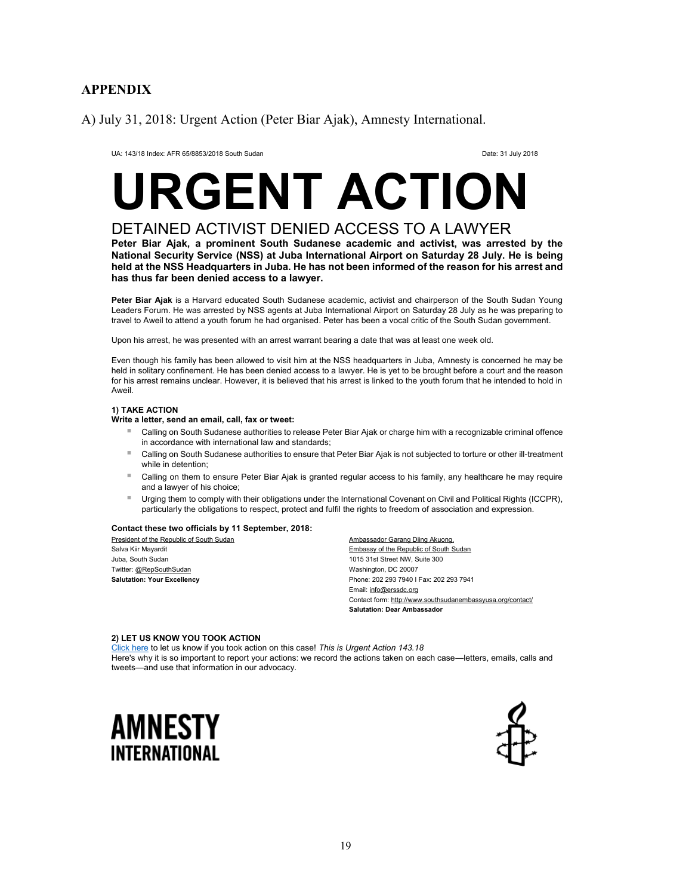## APPENDIX

A) July 31, 2018: Urgent Action (Peter Biar Ajak), Amnesty International.

UA: 143/18 Index: AFR 65/8853/2018 South Sudan

Date: 31 July 2018

# URGENT ACTION

## DETAINED ACTIVIST DENIED ACCESS TO A LAWYER

**Peter Biar Ajak, a prominent South Sudanese academic and activist, was arrested by the National Security Service (NSS) at Juba International Airport on Saturday 28 July. He is being held at the NSS Headquarters in Juba. He has not been informed of the reason for his arrest and has thus far been denied access to a lawyer.**

**Peter Biar Ajak** is a Harvard educated South Sudanese academic, activist and chairperson of the South Sudan Young Leaders Forum. He was arrested by NSS agents at Juba International Airport on Saturday 28 July as he was preparing to travel to Aweil to attend a youth forum he had organised. Peter has been a vocal critic of the South Sudan government.

Upon his arrest, he was presented with an arrest warrant bearing a date that was at least one week old.

Even though his family has been allowed to visit him at the NSS headquarters in Juba, Amnesty is concerned he may be held in solitary confinement. He has been denied access to a lawyer. He is yet to be brought before a court and the reason for his arrest remains unclear. However, it is believed that his arrest is linked to the youth forum that he intended to hold in Aweil.

**1) TAKE ACTION**

**Write a letter, send an email, call, fax or tweet:**

- Calling on South Sudanese authorities to release Peter Biar Ajak or charge him with a recognizable criminal offence in accordance with international law and standards;
- Calling on South Sudanese authorities to ensure that Peter Biar Ajak is not subjected to torture or other ill-treatment while in detention;
- Calling on them to ensure Peter Biar Ajak is granted regular access to his family, any healthcare he may require and a lawyer of his choice;
- Urging them to comply with their obligations under the International Covenant on Civil and Political Rights (ICCPR), particularly the obligations to respect, protect and fulfil the rights to freedom of association and expression.

**Contact these two officials by 11 September, 2018:**

President of the Republic of South Sudan
Salva Kiir Mayardit
Juba, South Sudan
Twitter: @RepSouthSudan
**Salutation: Your Excellency**

Ambassador Garang Diing Akuong,
Embassy of the Republic of South Sudan
1015 31st Street NW, Suite 300
Washington, DC 20007
Phone: 202 293 7940 I Fax: 202 293 7941
Email: info@erssdc.org
Contact form: http://www.southsudanembassyusa.org/contact/
**Salutation: Dear Ambassador**

**2) LET US KNOW YOU TOOK ACTION**

Click here to let us know if you took action on this case! *This is Urgent Action 143.18*
Here's why it is so important to report your actions: we record the actions taken on each case—letters, emails, calls and tweets—and use that information in our advocacy.

**AMNESTY INTERNATIONAL**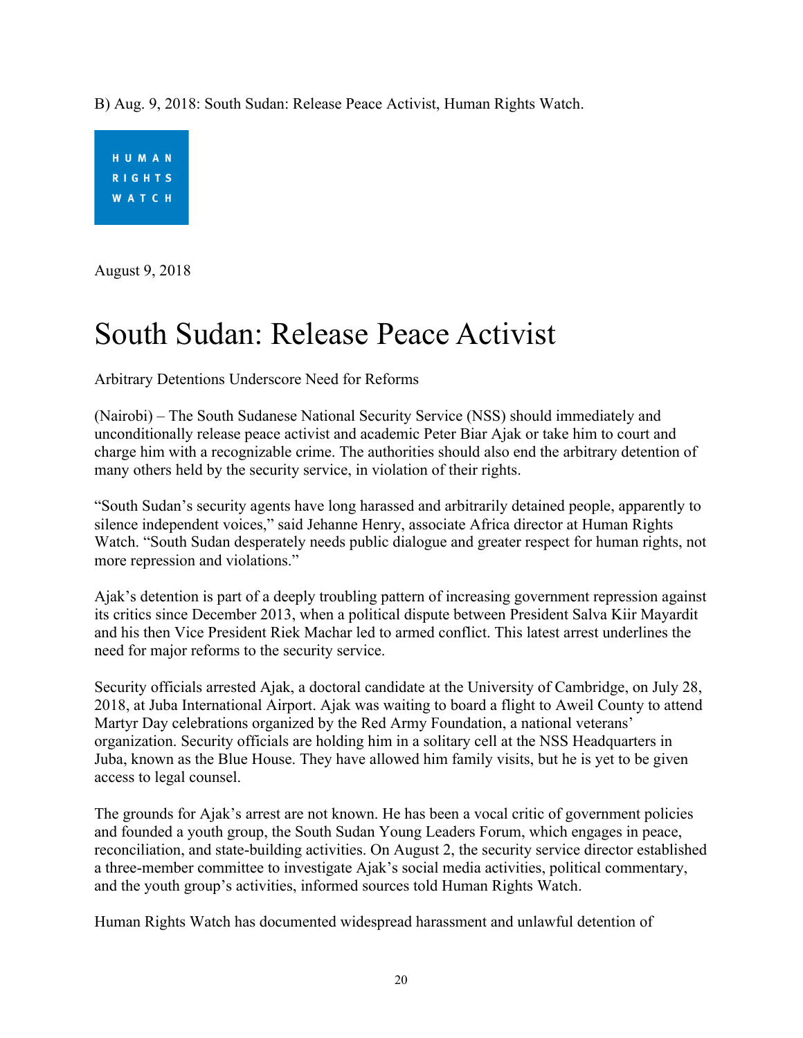B) Aug. 9, 2018: South Sudan: Release Peace Activist, Human Rights Watch.

HUMAN RIGHTS WATCH

August 9, 2018

# South Sudan: Release Peace Activist

Arbitrary Detentions Underscore Need for Reforms

(Nairobi) – The South Sudanese National Security Service (NSS) should immediately and unconditionally release peace activist and academic Peter Biar Ajak or take him to court and charge him with a recognizable crime. The authorities should also end the arbitrary detention of many others held by the security service, in violation of their rights.

"South Sudan's security agents have long harassed and arbitrarily detained people, apparently to silence independent voices," said Jehanne Henry, associate Africa director at Human Rights Watch. "South Sudan desperately needs public dialogue and greater respect for human rights, not more repression and violations."

Ajak's detention is part of a deeply troubling pattern of increasing government repression against its critics since December 2013, when a political dispute between President Salva Kiir Mayardit and his then Vice President Riek Machar led to armed conflict. This latest arrest underlines the need for major reforms to the security service.

Security officials arrested Ajak, a doctoral candidate at the University of Cambridge, on July 28, 2018, at Juba International Airport. Ajak was waiting to board a flight to Aweil County to attend Martyr Day celebrations organized by the Red Army Foundation, a national veterans' organization. Security officials are holding him in a solitary cell at the NSS Headquarters in Juba, known as the Blue House. They have allowed him family visits, but he is yet to be given access to legal counsel.

The grounds for Ajak's arrest are not known. He has been a vocal critic of government policies and founded a youth group, the South Sudan Young Leaders Forum, which engages in peace, reconciliation, and state-building activities. On August 2, the security service director established a three-member committee to investigate Ajak's social media activities, political commentary, and the youth group's activities, informed sources told Human Rights Watch.

Human Rights Watch has documented widespread harassment and unlawful detention of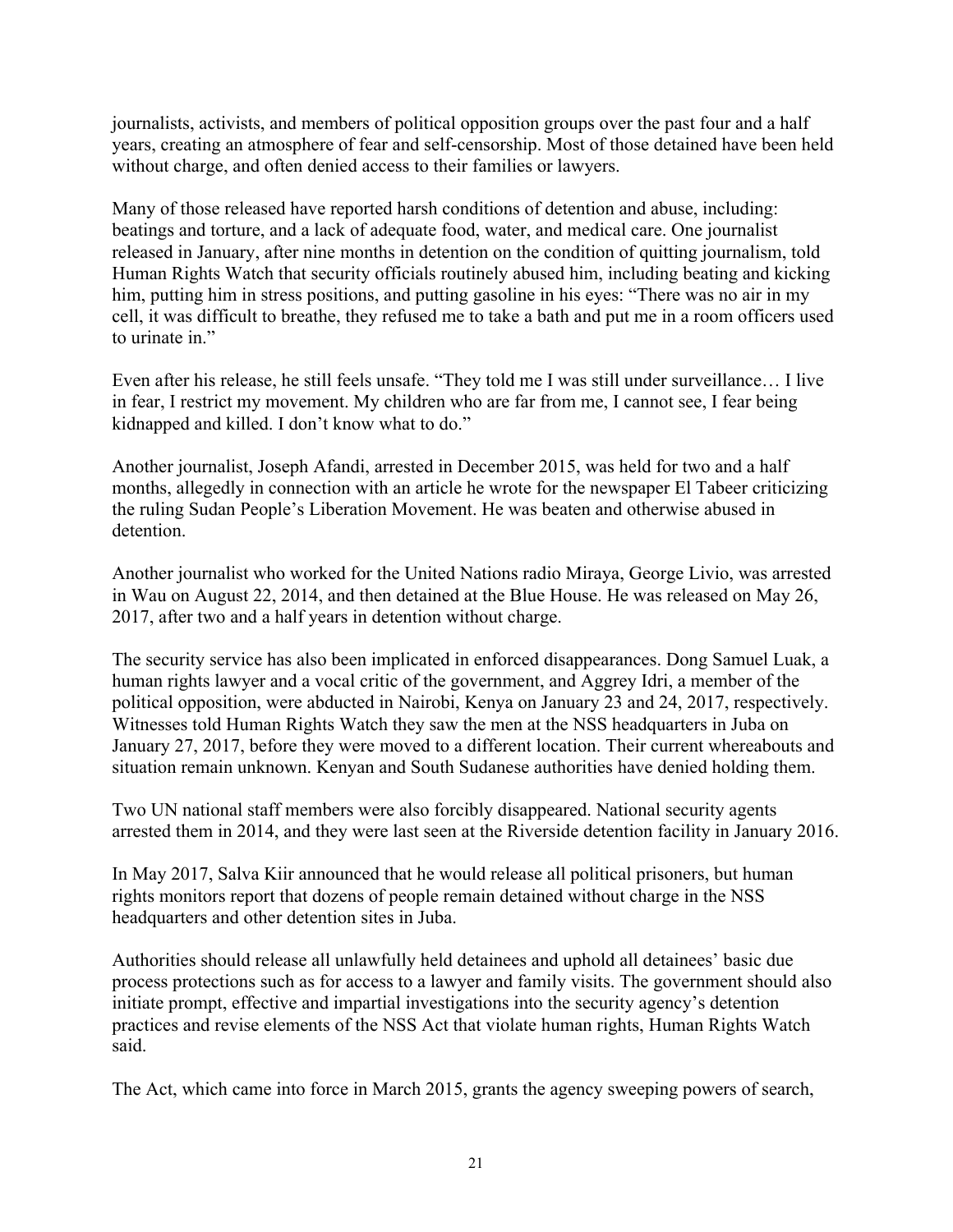journalists, activists, and members of political opposition groups over the past four and a half years, creating an atmosphere of fear and self-censorship. Most of those detained have been held without charge, and often denied access to their families or lawyers.

Many of those released have reported harsh conditions of detention and abuse, including: beatings and torture, and a lack of adequate food, water, and medical care. One journalist released in January, after nine months in detention on the condition of quitting journalism, told Human Rights Watch that security officials routinely abused him, including beating and kicking him, putting him in stress positions, and putting gasoline in his eyes: "There was no air in my cell, it was difficult to breathe, they refused me to take a bath and put me in a room officers used to urinate in."

Even after his release, he still feels unsafe. "They told me I was still under surveillance… I live in fear, I restrict my movement. My children who are far from me, I cannot see, I fear being kidnapped and killed. I don't know what to do."

Another journalist, Joseph Afandi, arrested in December 2015, was held for two and a half months, allegedly in connection with an article he wrote for the newspaper El Tabeer criticizing the ruling Sudan People's Liberation Movement. He was beaten and otherwise abused in detention.

Another journalist who worked for the United Nations radio Miraya, George Livio, was arrested in Wau on August 22, 2014, and then detained at the Blue House. He was released on May 26, 2017, after two and a half years in detention without charge.

The security service has also been implicated in enforced disappearances. Dong Samuel Luak, a human rights lawyer and a vocal critic of the government, and Aggrey Idri, a member of the political opposition, were abducted in Nairobi, Kenya on January 23 and 24, 2017, respectively. Witnesses told Human Rights Watch they saw the men at the NSS headquarters in Juba on January 27, 2017, before they were moved to a different location. Their current whereabouts and situation remain unknown. Kenyan and South Sudanese authorities have denied holding them.

Two UN national staff members were also forcibly disappeared. National security agents arrested them in 2014, and they were last seen at the Riverside detention facility in January 2016.

In May 2017, Salva Kiir announced that he would release all political prisoners, but human rights monitors report that dozens of people remain detained without charge in the NSS headquarters and other detention sites in Juba.

Authorities should release all unlawfully held detainees and uphold all detainees' basic due process protections such as for access to a lawyer and family visits. The government should also initiate prompt, effective and impartial investigations into the security agency's detention practices and revise elements of the NSS Act that violate human rights, Human Rights Watch said.

The Act, which came into force in March 2015, grants the agency sweeping powers of search,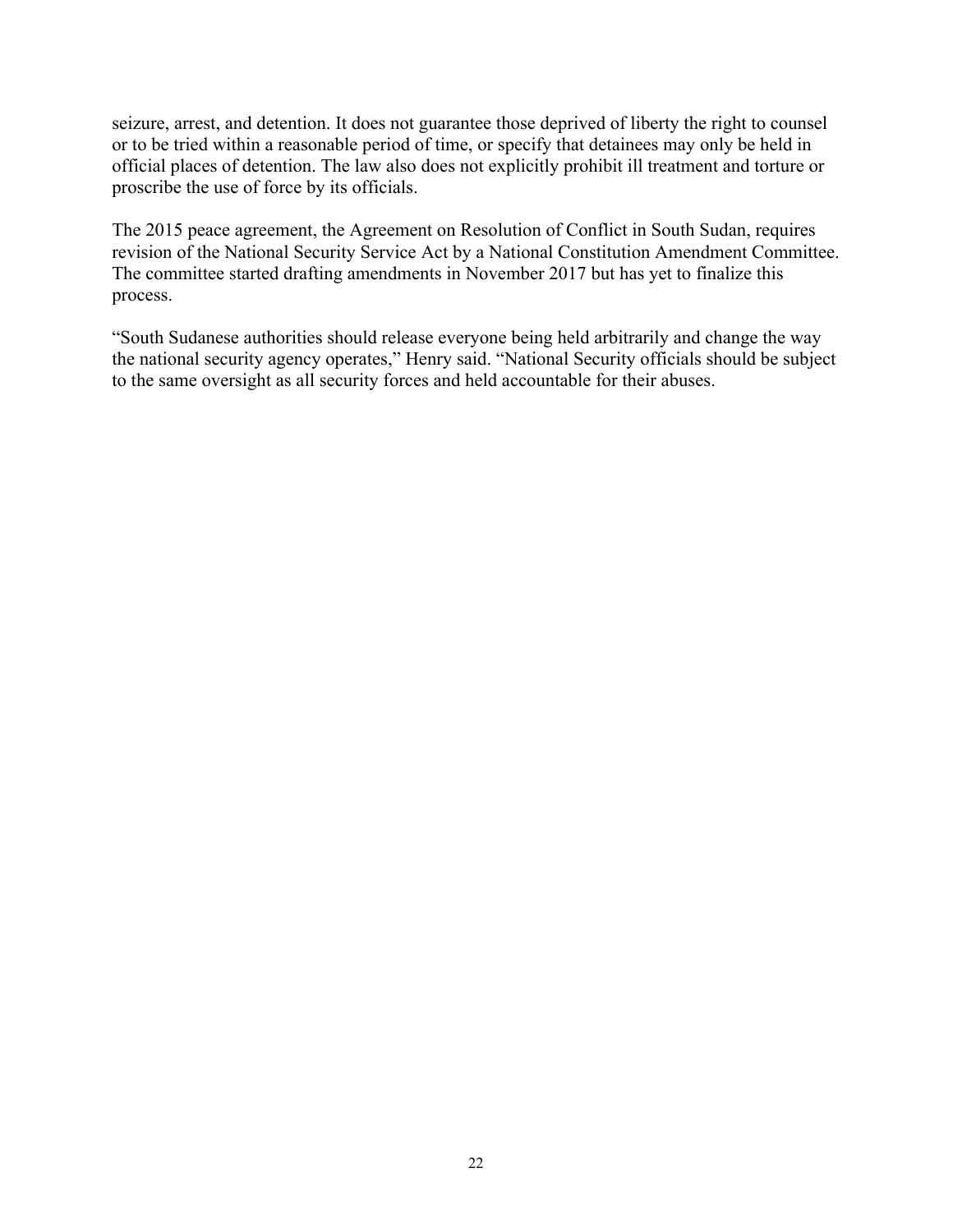seizure, arrest, and detention. It does not guarantee those deprived of liberty the right to counsel or to be tried within a reasonable period of time, or specify that detainees may only be held in official places of detention. The law also does not explicitly prohibit ill treatment and torture or proscribe the use of force by its officials.

The 2015 peace agreement, the Agreement on Resolution of Conflict in South Sudan, requires revision of the National Security Service Act by a National Constitution Amendment Committee. The committee started drafting amendments in November 2017 but has yet to finalize this process.

"South Sudanese authorities should release everyone being held arbitrarily and change the way the national security agency operates," Henry said. "National Security officials should be subject to the same oversight as all security forces and held accountable for their abuses.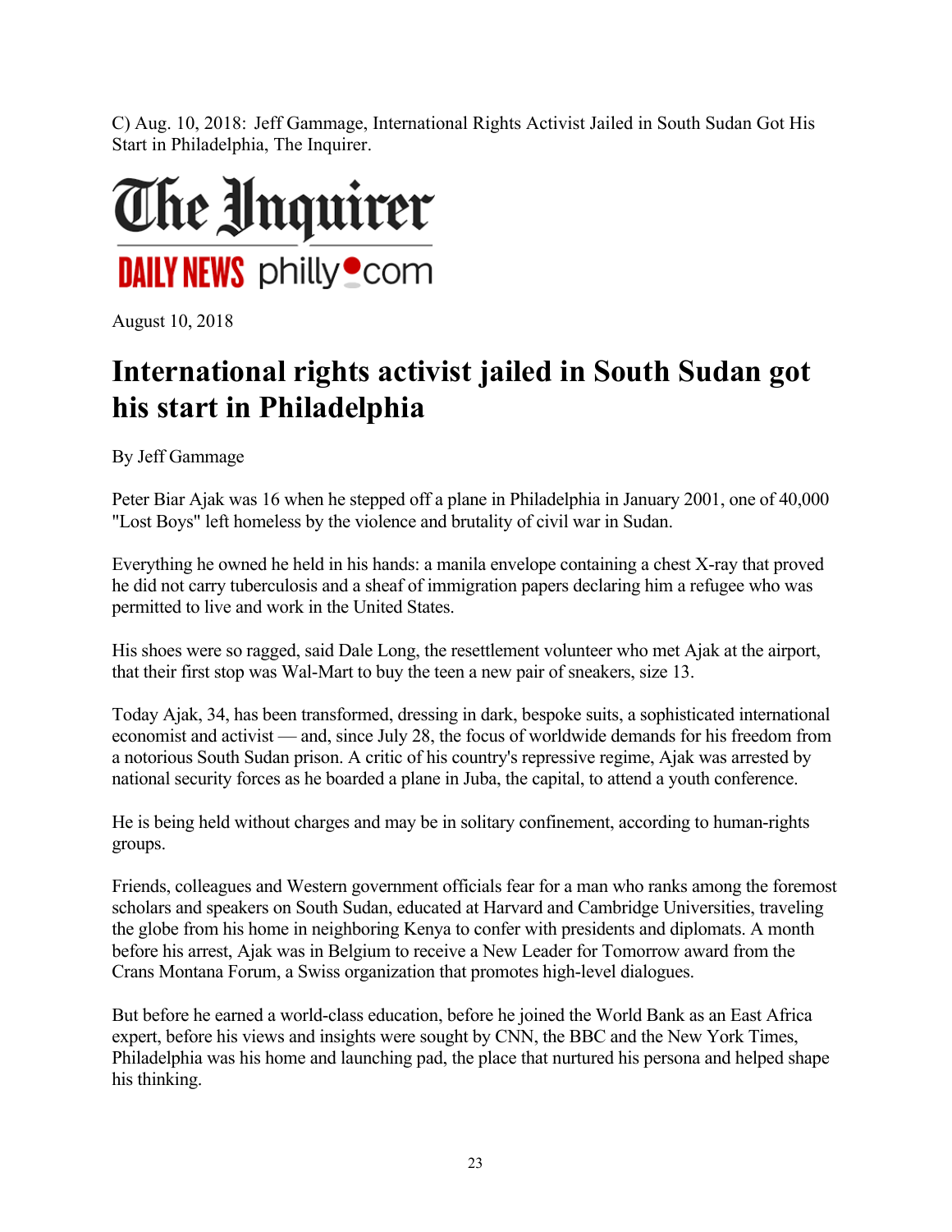C) Aug. 10, 2018: Jeff Gammage, International Rights Activist Jailed in South Sudan Got His Start in Philadelphia, The Inquirer.

**The Inquirer**

**DAILY NEWS** philly.com

August 10, 2018

# International rights activist jailed in South Sudan got his start in Philadelphia

By Jeff Gammage

Peter Biar Ajak was 16 when he stepped off a plane in Philadelphia in January 2001, one of 40,000 "Lost Boys" left homeless by the violence and brutality of civil war in Sudan.

Everything he owned he held in his hands: a manila envelope containing a chest X-ray that proved he did not carry tuberculosis and a sheaf of immigration papers declaring him a refugee who was permitted to live and work in the United States.

His shoes were so ragged, said Dale Long, the resettlement volunteer who met Ajak at the airport, that their first stop was Wal-Mart to buy the teen a new pair of sneakers, size 13.

Today Ajak, 34, has been transformed, dressing in dark, bespoke suits, a sophisticated international economist and activist — and, since July 28, the focus of worldwide demands for his freedom from a notorious South Sudan prison. A critic of his country's repressive regime, Ajak was arrested by national security forces as he boarded a plane in Juba, the capital, to attend a youth conference.

He is being held without charges and may be in solitary confinement, according to human-rights groups.

Friends, colleagues and Western government officials fear for a man who ranks among the foremost scholars and speakers on South Sudan, educated at Harvard and Cambridge Universities, traveling the globe from his home in neighboring Kenya to confer with presidents and diplomats. A month before his arrest, Ajak was in Belgium to receive a New Leader for Tomorrow award from the Crans Montana Forum, a Swiss organization that promotes high-level dialogues.

But before he earned a world-class education, before he joined the World Bank as an East Africa expert, before his views and insights were sought by CNN, the BBC and the New York Times, Philadelphia was his home and launching pad, the place that nurtured his persona and helped shape his thinking.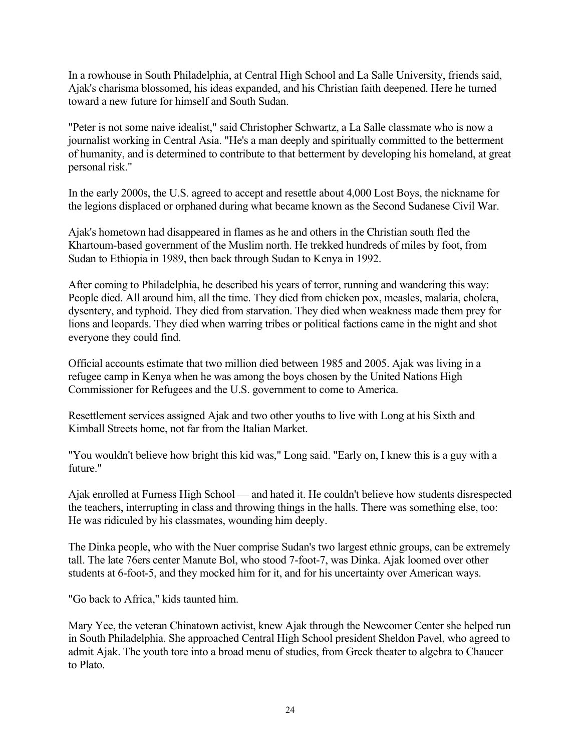In a rowhouse in South Philadelphia, at Central High School and La Salle University, friends said, Ajak's charisma blossomed, his ideas expanded, and his Christian faith deepened. Here he turned toward a new future for himself and South Sudan.

"Peter is not some naive idealist," said Christopher Schwartz, a La Salle classmate who is now a journalist working in Central Asia. "He's a man deeply and spiritually committed to the betterment of humanity, and is determined to contribute to that betterment by developing his homeland, at great personal risk."

In the early 2000s, the U.S. agreed to accept and resettle about 4,000 Lost Boys, the nickname for the legions displaced or orphaned during what became known as the Second Sudanese Civil War.

Ajak's hometown had disappeared in flames as he and others in the Christian south fled the Khartoum-based government of the Muslim north. He trekked hundreds of miles by foot, from Sudan to Ethiopia in 1989, then back through Sudan to Kenya in 1992.

After coming to Philadelphia, he described his years of terror, running and wandering this way: People died. All around him, all the time. They died from chicken pox, measles, malaria, cholera, dysentery, and typhoid. They died from starvation. They died when weakness made them prey for lions and leopards. They died when warring tribes or political factions came in the night and shot everyone they could find.

Official accounts estimate that two million died between 1985 and 2005. Ajak was living in a refugee camp in Kenya when he was among the boys chosen by the United Nations High Commissioner for Refugees and the U.S. government to come to America.

Resettlement services assigned Ajak and two other youths to live with Long at his Sixth and Kimball Streets home, not far from the Italian Market.

"You wouldn't believe how bright this kid was," Long said. "Early on, I knew this is a guy with a future."

Ajak enrolled at Furness High School — and hated it. He couldn't believe how students disrespected the teachers, interrupting in class and throwing things in the halls. There was something else, too: He was ridiculed by his classmates, wounding him deeply.

The Dinka people, who with the Nuer comprise Sudan's two largest ethnic groups, can be extremely tall. The late 76ers center Manute Bol, who stood 7-foot-7, was Dinka. Ajak loomed over other students at 6-foot-5, and they mocked him for it, and for his uncertainty over American ways.

"Go back to Africa," kids taunted him.

Mary Yee, the veteran Chinatown activist, knew Ajak through the Newcomer Center she helped run in South Philadelphia. She approached Central High School president Sheldon Pavel, who agreed to admit Ajak. The youth tore into a broad menu of studies, from Greek theater to algebra to Chaucer to Plato.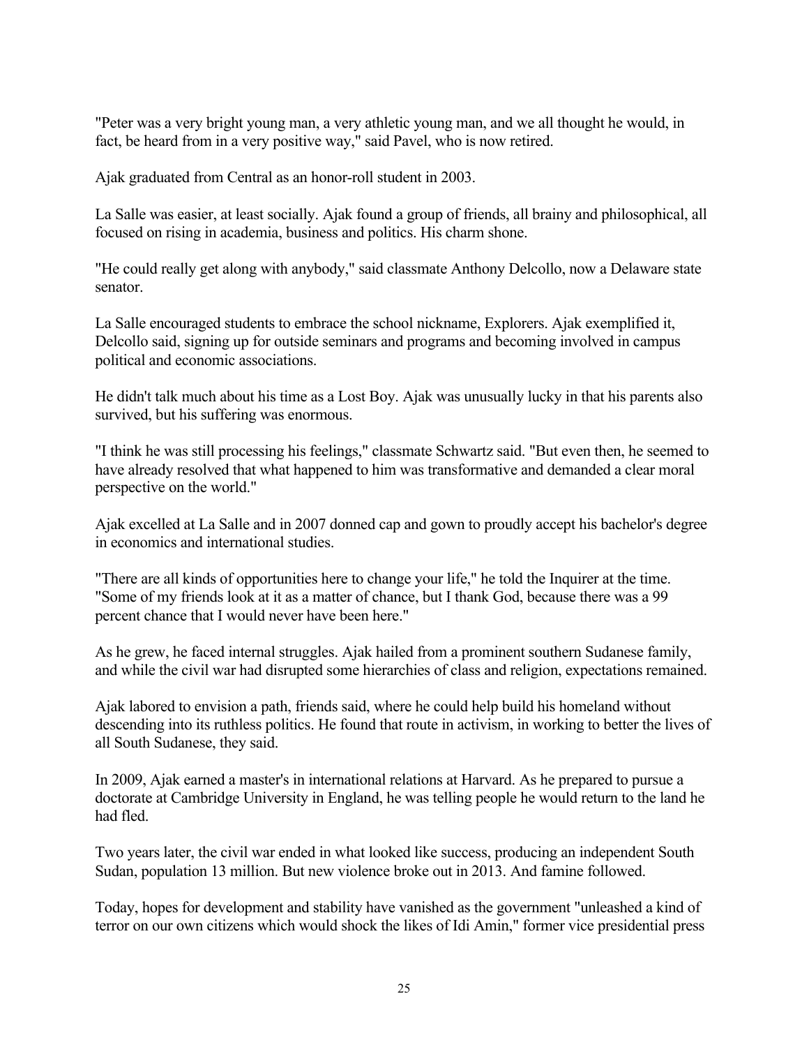"Peter was a very bright young man, a very athletic young man, and we all thought he would, in fact, be heard from in a very positive way," said Pavel, who is now retired.

Ajak graduated from Central as an honor-roll student in 2003.

La Salle was easier, at least socially. Ajak found a group of friends, all brainy and philosophical, all focused on rising in academia, business and politics. His charm shone.

"He could really get along with anybody," said classmate Anthony Delcollo, now a Delaware state senator.

La Salle encouraged students to embrace the school nickname, Explorers. Ajak exemplified it, Delcollo said, signing up for outside seminars and programs and becoming involved in campus political and economic associations.

He didn't talk much about his time as a Lost Boy. Ajak was unusually lucky in that his parents also survived, but his suffering was enormous.

"I think he was still processing his feelings," classmate Schwartz said. "But even then, he seemed to have already resolved that what happened to him was transformative and demanded a clear moral perspective on the world."

Ajak excelled at La Salle and in 2007 donned cap and gown to proudly accept his bachelor's degree in economics and international studies.

"There are all kinds of opportunities here to change your life," he told the Inquirer at the time. "Some of my friends look at it as a matter of chance, but I thank God, because there was a 99 percent chance that I would never have been here."

As he grew, he faced internal struggles. Ajak hailed from a prominent southern Sudanese family, and while the civil war had disrupted some hierarchies of class and religion, expectations remained.

Ajak labored to envision a path, friends said, where he could help build his homeland without descending into its ruthless politics. He found that route in activism, in working to better the lives of all South Sudanese, they said.

In 2009, Ajak earned a master's in international relations at Harvard. As he prepared to pursue a doctorate at Cambridge University in England, he was telling people he would return to the land he had fled.

Two years later, the civil war ended in what looked like success, producing an independent South Sudan, population 13 million. But new violence broke out in 2013. And famine followed.

Today, hopes for development and stability have vanished as the government "unleashed a kind of terror on our own citizens which would shock the likes of Idi Amin," former vice presidential press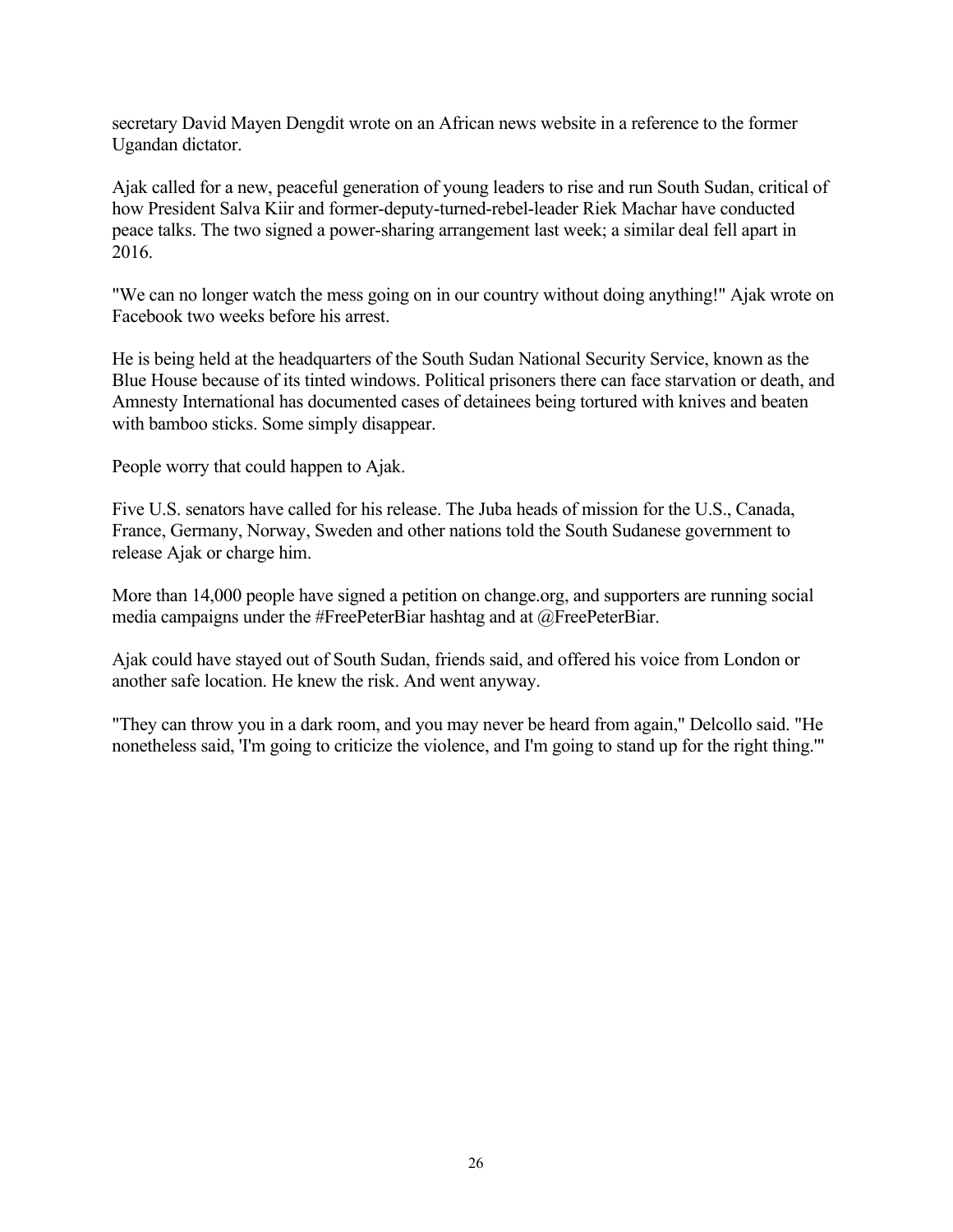secretary David Mayen Dengdit wrote on an African news website in a reference to the former Ugandan dictator.

Ajak called for a new, peaceful generation of young leaders to rise and run South Sudan, critical of how President Salva Kiir and former-deputy-turned-rebel-leader Riek Machar have conducted peace talks. The two signed a power-sharing arrangement last week; a similar deal fell apart in 2016.

"We can no longer watch the mess going on in our country without doing anything!" Ajak wrote on Facebook two weeks before his arrest.

He is being held at the headquarters of the South Sudan National Security Service, known as the Blue House because of its tinted windows. Political prisoners there can face starvation or death, and Amnesty International has documented cases of detainees being tortured with knives and beaten with bamboo sticks. Some simply disappear.

People worry that could happen to Ajak.

Five U.S. senators have called for his release. The Juba heads of mission for the U.S., Canada, France, Germany, Norway, Sweden and other nations told the South Sudanese government to release Ajak or charge him.

More than 14,000 people have signed a petition on change.org, and supporters are running social media campaigns under the #FreePeterBiar hashtag and at @FreePeterBiar.

Ajak could have stayed out of South Sudan, friends said, and offered his voice from London or another safe location. He knew the risk. And went anyway.

"They can throw you in a dark room, and you may never be heard from again," Delcollo said. "He nonetheless said, 'I'm going to criticize the violence, and I'm going to stand up for the right thing.'"